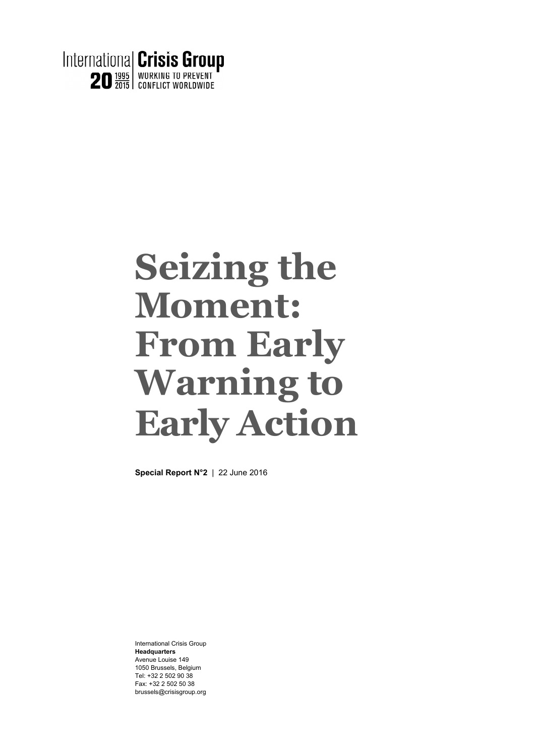International Crisis Group
20 1995 2015 WORKING TO PREVENT CONFLICT WORLDWIDE

# Seizing the Moment: From Early Warning to Early Action

**Special Report N°2** | 22 June 2016

International Crisis Group
**Headquarters**
Avenue Louise 149
1050 Brussels, Belgium
Tel: +32 2 502 90 38
Fax: +32 2 502 50 38
brussels@crisisgroup.org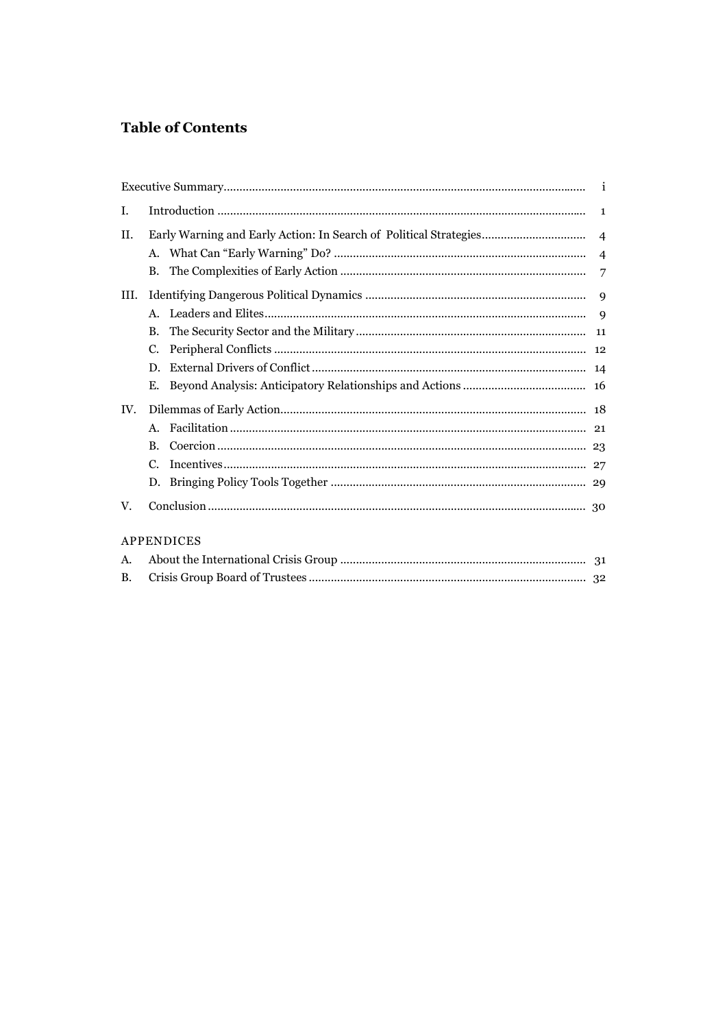## Table of Contents

| | | |
|---|---|---|
| Executive Summary | | i |
| I. | Introduction | 1 |
| II. | Early Warning and Early Action: In Search of Political Strategies | 4 |
| | A. What Can "Early Warning" Do? | 4 |
| | B. The Complexities of Early Action | 7 |
| III. | Identifying Dangerous Political Dynamics | 9 |
| | A. Leaders and Elites | 9 |
| | B. The Security Sector and the Military | 11 |
| | C. Peripheral Conflicts | 12 |
| | D. External Drivers of Conflict | 14 |
| | E. Beyond Analysis: Anticipatory Relationships and Actions | 16 |
| IV. | Dilemmas of Early Action | 18 |
| | A. Facilitation | 21 |
| | B. Coercion | 23 |
| | C. Incentives | 27 |
| | D. Bringing Policy Tools Together | 29 |
| V. | Conclusion | 30 |

APPENDICES

| | | |
|---|---|---|
| A. | About the International Crisis Group | 31 |
| B. | Crisis Group Board of Trustees | 32 |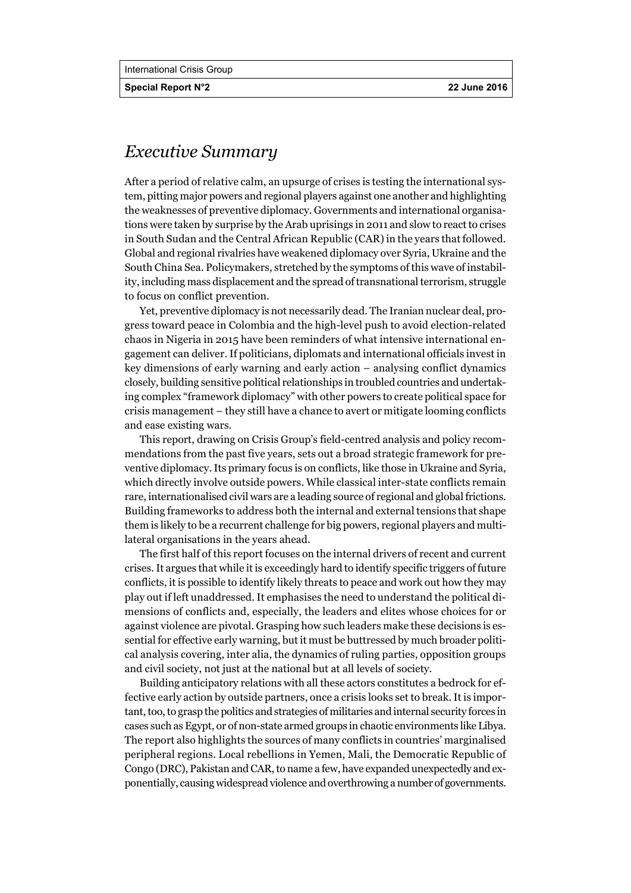# *Executive Summary*

After a period of relative calm, an upsurge of crises is testing the international system, pitting major powers and regional players against one another and highlighting the weaknesses of preventive diplomacy. Governments and international organisations were taken by surprise by the Arab uprisings in 2011 and slow to react to crises in South Sudan and the Central African Republic (CAR) in the years that followed. Global and regional rivalries have weakened diplomacy over Syria, Ukraine and the South China Sea. Policymakers, stretched by the symptoms of this wave of instability, including mass displacement and the spread of transnational terrorism, struggle to focus on conflict prevention.

Yet, preventive diplomacy is not necessarily dead. The Iranian nuclear deal, progress toward peace in Colombia and the high-level push to avoid election-related chaos in Nigeria in 2015 have been reminders of what intensive international engagement can deliver. If politicians, diplomats and international officials invest in key dimensions of early warning and early action – analysing conflict dynamics closely, building sensitive political relationships in troubled countries and undertaking complex "framework diplomacy" with other powers to create political space for crisis management – they still have a chance to avert or mitigate looming conflicts and ease existing wars.

This report, drawing on Crisis Group's field-centred analysis and policy recommendations from the past five years, sets out a broad strategic framework for preventive diplomacy. Its primary focus is on conflicts, like those in Ukraine and Syria, which directly involve outside powers. While classical inter-state conflicts remain rare, internationalised civil wars are a leading source of regional and global frictions. Building frameworks to address both the internal and external tensions that shape them is likely to be a recurrent challenge for big powers, regional players and multilateral organisations in the years ahead.

The first half of this report focuses on the internal drivers of recent and current crises. It argues that while it is exceedingly hard to identify specific triggers of future conflicts, it is possible to identify likely threats to peace and work out how they may play out if left unaddressed. It emphasises the need to understand the political dimensions of conflicts and, especially, the leaders and elites whose choices for or against violence are pivotal. Grasping how such leaders make these decisions is essential for effective early warning, but it must be buttressed by much broader political analysis covering, inter alia, the dynamics of ruling parties, opposition groups and civil society, not just at the national but at all levels of society.

Building anticipatory relations with all these actors constitutes a bedrock for effective early action by outside partners, once a crisis looks set to break. It is important, too, to grasp the politics and strategies of militaries and internal security forces in cases such as Egypt, or of non-state armed groups in chaotic environments like Libya. The report also highlights the sources of many conflicts in countries' marginalised peripheral regions. Local rebellions in Yemen, Mali, the Democratic Republic of Congo (DRC), Pakistan and CAR, to name a few, have expanded unexpectedly and exponentially, causing widespread violence and overthrowing a number of governments.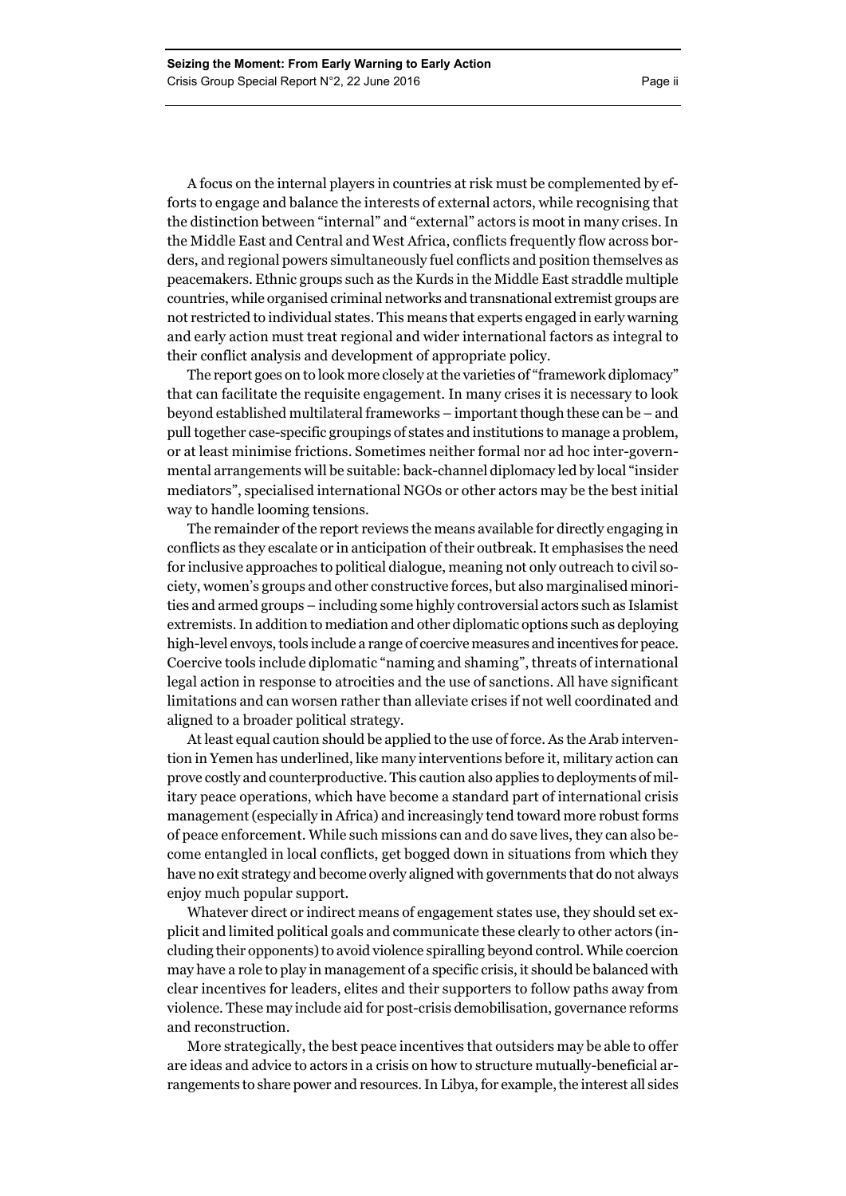A focus on the internal players in countries at risk must be complemented by efforts to engage and balance the interests of external actors, while recognising that the distinction between "internal" and "external" actors is moot in many crises. In the Middle East and Central and West Africa, conflicts frequently flow across borders, and regional powers simultaneously fuel conflicts and position themselves as peacemakers. Ethnic groups such as the Kurds in the Middle East straddle multiple countries, while organised criminal networks and transnational extremist groups are not restricted to individual states. This means that experts engaged in early warning and early action must treat regional and wider international factors as integral to their conflict analysis and development of appropriate policy.

The report goes on to look more closely at the varieties of "framework diplomacy" that can facilitate the requisite engagement. In many crises it is necessary to look beyond established multilateral frameworks – important though these can be – and pull together case-specific groupings of states and institutions to manage a problem, or at least minimise frictions. Sometimes neither formal nor ad hoc inter-governmental arrangements will be suitable: back-channel diplomacy led by local "insider mediators", specialised international NGOs or other actors may be the best initial way to handle looming tensions.

The remainder of the report reviews the means available for directly engaging in conflicts as they escalate or in anticipation of their outbreak. It emphasises the need for inclusive approaches to political dialogue, meaning not only outreach to civil society, women's groups and other constructive forces, but also marginalised minorities and armed groups – including some highly controversial actors such as Islamist extremists. In addition to mediation and other diplomatic options such as deploying high-level envoys, tools include a range of coercive measures and incentives for peace. Coercive tools include diplomatic "naming and shaming", threats of international legal action in response to atrocities and the use of sanctions. All have significant limitations and can worsen rather than alleviate crises if not well coordinated and aligned to a broader political strategy.

At least equal caution should be applied to the use of force. As the Arab intervention in Yemen has underlined, like many interventions before it, military action can prove costly and counterproductive. This caution also applies to deployments of military peace operations, which have become a standard part of international crisis management (especially in Africa) and increasingly tend toward more robust forms of peace enforcement. While such missions can and do save lives, they can also become entangled in local conflicts, get bogged down in situations from which they have no exit strategy and become overly aligned with governments that do not always enjoy much popular support.

Whatever direct or indirect means of engagement states use, they should set explicit and limited political goals and communicate these clearly to other actors (including their opponents) to avoid violence spiralling beyond control. While coercion may have a role to play in management of a specific crisis, it should be balanced with clear incentives for leaders, elites and their supporters to follow paths away from violence. These may include aid for post-crisis demobilisation, governance reforms and reconstruction.

More strategically, the best peace incentives that outsiders may be able to offer are ideas and advice to actors in a crisis on how to structure mutually-beneficial arrangements to share power and resources. In Libya, for example, the interest all sides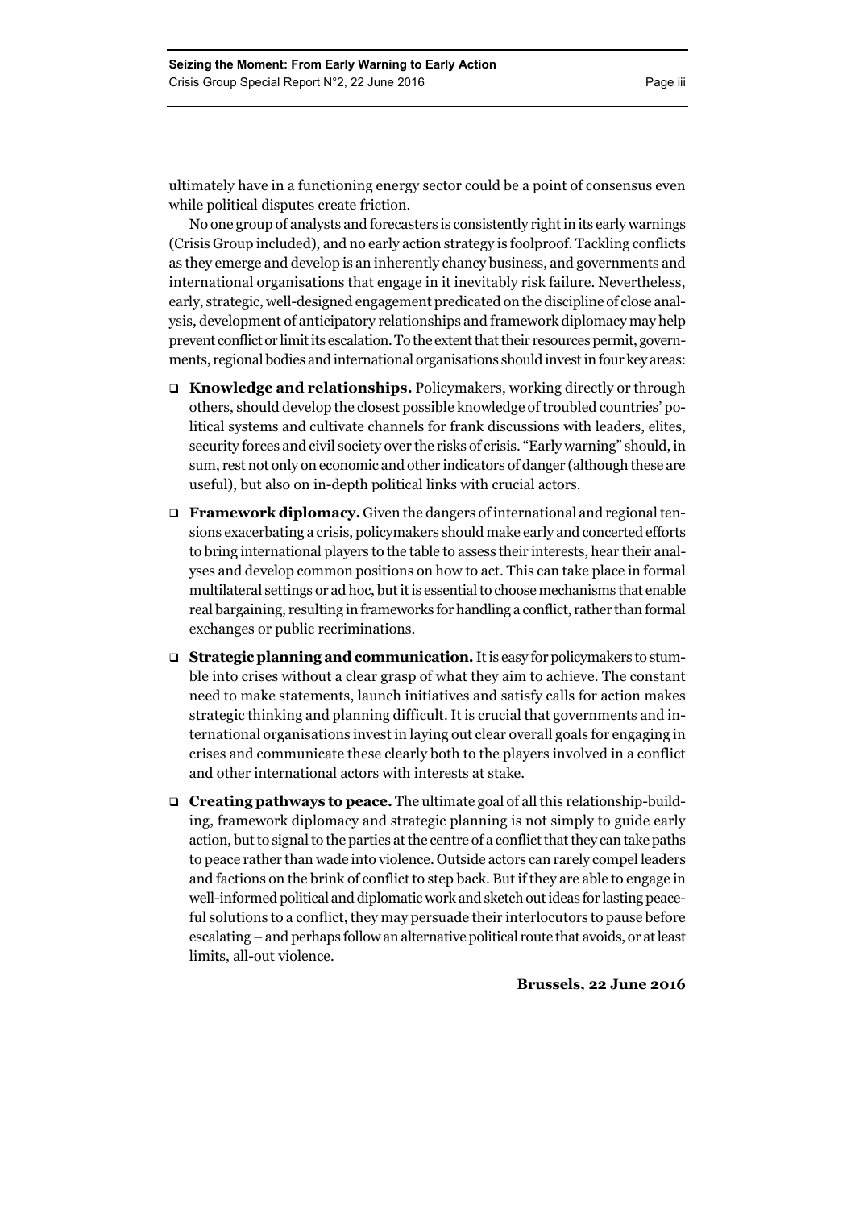ultimately have in a functioning energy sector could be a point of consensus even while political disputes create friction.

No one group of analysts and forecasters is consistently right in its early warnings (Crisis Group included), and no early action strategy is foolproof. Tackling conflicts as they emerge and develop is an inherently chancy business, and governments and international organisations that engage in it inevitably risk failure. Nevertheless, early, strategic, well-designed engagement predicated on the discipline of close analysis, development of anticipatory relationships and framework diplomacy may help prevent conflict or limit its escalation. To the extent that their resources permit, governments, regional bodies and international organisations should invest in four key areas:

- **Knowledge and relationships.** Policymakers, working directly or through others, should develop the closest possible knowledge of troubled countries' political systems and cultivate channels for frank discussions with leaders, elites, security forces and civil society over the risks of crisis. "Early warning" should, in sum, rest not only on economic and other indicators of danger (although these are useful), but also on in-depth political links with crucial actors.
- **Framework diplomacy.** Given the dangers of international and regional tensions exacerbating a crisis, policymakers should make early and concerted efforts to bring international players to the table to assess their interests, hear their analyses and develop common positions on how to act. This can take place in formal multilateral settings or ad hoc, but it is essential to choose mechanisms that enable real bargaining, resulting in frameworks for handling a conflict, rather than formal exchanges or public recriminations.
- **Strategic planning and communication.** It is easy for policymakers to stumble into crises without a clear grasp of what they aim to achieve. The constant need to make statements, launch initiatives and satisfy calls for action makes strategic thinking and planning difficult. It is crucial that governments and international organisations invest in laying out clear overall goals for engaging in crises and communicate these clearly both to the players involved in a conflict and other international actors with interests at stake.
- **Creating pathways to peace.** The ultimate goal of all this relationship-building, framework diplomacy and strategic planning is not simply to guide early action, but to signal to the parties at the centre of a conflict that they can take paths to peace rather than wade into violence. Outside actors can rarely compel leaders and factions on the brink of conflict to step back. But if they are able to engage in well-informed political and diplomatic work and sketch out ideas for lasting peaceful solutions to a conflict, they may persuade their interlocutors to pause before escalating – and perhaps follow an alternative political route that avoids, or at least limits, all-out violence.

**Brussels, 22 June 2016**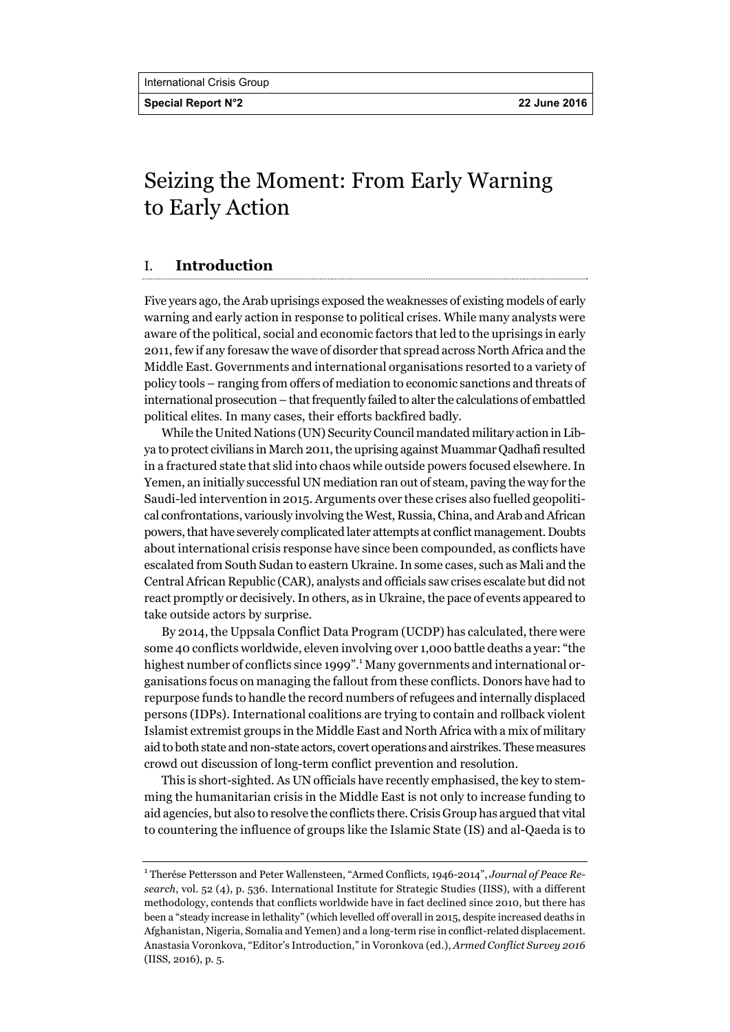# Seizing the Moment: From Early Warning to Early Action

## I. Introduction

Five years ago, the Arab uprisings exposed the weaknesses of existing models of early warning and early action in response to political crises. While many analysts were aware of the political, social and economic factors that led to the uprisings in early 2011, few if any foresaw the wave of disorder that spread across North Africa and the Middle East. Governments and international organisations resorted to a variety of policy tools – ranging from offers of mediation to economic sanctions and threats of international prosecution – that frequently failed to alter the calculations of embattled political elites. In many cases, their efforts backfired badly.

While the United Nations (UN) Security Council mandated military action in Libya to protect civilians in March 2011, the uprising against Muammar Qadhafi resulted in a fractured state that slid into chaos while outside powers focused elsewhere. In Yemen, an initially successful UN mediation ran out of steam, paving the way for the Saudi-led intervention in 2015. Arguments over these crises also fuelled geopolitical confrontations, variously involving the West, Russia, China, and Arab and African powers, that have severely complicated later attempts at conflict management. Doubts about international crisis response have since been compounded, as conflicts have escalated from South Sudan to eastern Ukraine. In some cases, such as Mali and the Central African Republic (CAR), analysts and officials saw crises escalate but did not react promptly or decisively. In others, as in Ukraine, the pace of events appeared to take outside actors by surprise.

By 2014, the Uppsala Conflict Data Program (UCDP) has calculated, there were some 40 conflicts worldwide, eleven involving over 1,000 battle deaths a year: "the highest number of conflicts since 1999".[1] Many governments and international organisations focus on managing the fallout from these conflicts. Donors have had to repurpose funds to handle the record numbers of refugees and internally displaced persons (IDPs). International coalitions are trying to contain and rollback violent Islamist extremist groups in the Middle East and North Africa with a mix of military aid to both state and non-state actors, covert operations and airstrikes. These measures crowd out discussion of long-term conflict prevention and resolution.

This is short-sighted. As UN officials have recently emphasised, the key to stemming the humanitarian crisis in the Middle East is not only to increase funding to aid agencies, but also to resolve the conflicts there. Crisis Group has argued that vital to countering the influence of groups like the Islamic State (IS) and al-Qaeda is to

---

[1] Therése Pettersson and Peter Wallensteen, "Armed Conflicts, 1946-2014", *Journal of Peace Research*, vol. 52 (4), p. 536. International Institute for Strategic Studies (IISS), with a different methodology, contends that conflicts worldwide have in fact declined since 2010, but there has been a "steady increase in lethality" (which levelled off overall in 2015, despite increased deaths in Afghanistan, Nigeria, Somalia and Yemen) and a long-term rise in conflict-related displacement. Anastasia Voronkova, "Editor's Introduction," in Voronkova (ed.), *Armed Conflict Survey 2016* (IISS, 2016), p. 5.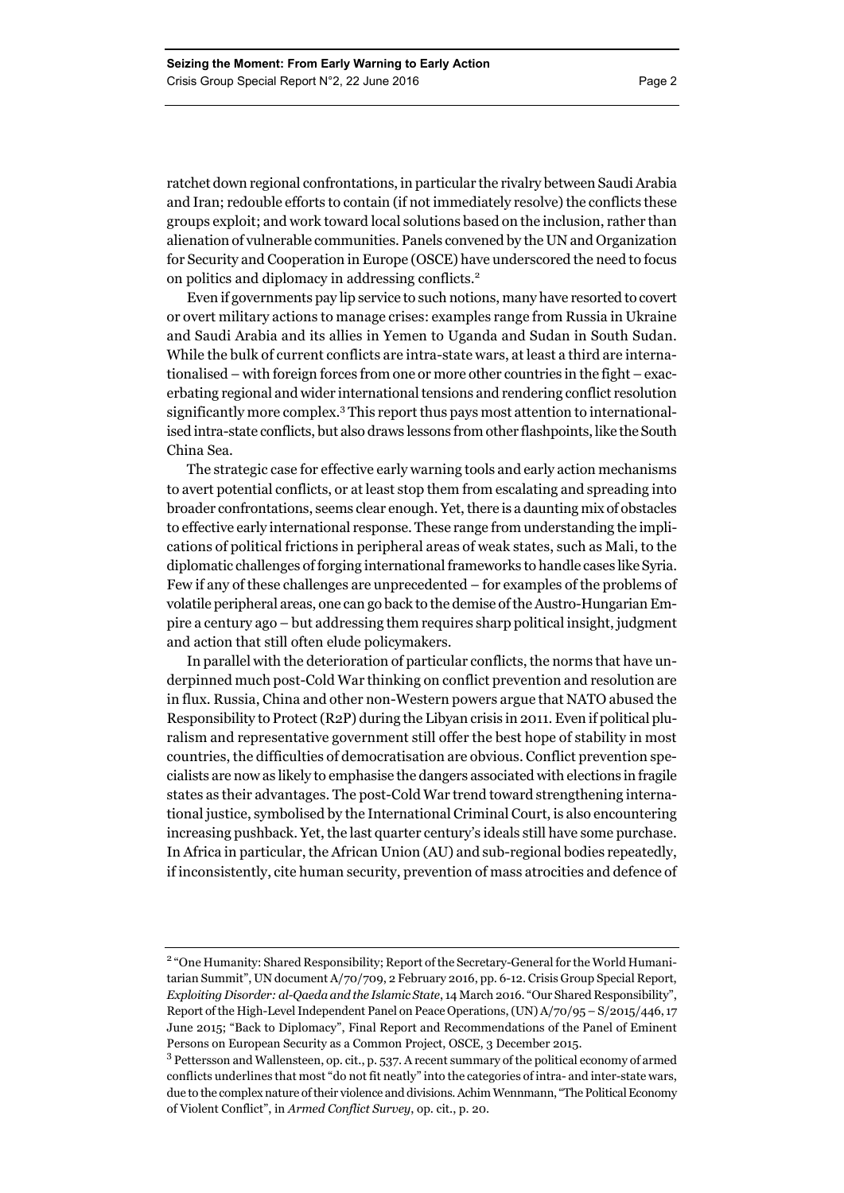ratchet down regional confrontations, in particular the rivalry between Saudi Arabia and Iran; redouble efforts to contain (if not immediately resolve) the conflicts these groups exploit; and work toward local solutions based on the inclusion, rather than alienation of vulnerable communities. Panels convened by the UN and Organization for Security and Cooperation in Europe (OSCE) have underscored the need to focus on politics and diplomacy in addressing conflicts.[2]

Even if governments pay lip service to such notions, many have resorted to covert or overt military actions to manage crises: examples range from Russia in Ukraine and Saudi Arabia and its allies in Yemen to Uganda and Sudan in South Sudan. While the bulk of current conflicts are intra-state wars, at least a third are internationalised – with foreign forces from one or more other countries in the fight – exacerbating regional and wider international tensions and rendering conflict resolution significantly more complex.[3] This report thus pays most attention to internationalised intra-state conflicts, but also draws lessons from other flashpoints, like the South China Sea.

The strategic case for effective early warning tools and early action mechanisms to avert potential conflicts, or at least stop them from escalating and spreading into broader confrontations, seems clear enough. Yet, there is a daunting mix of obstacles to effective early international response. These range from understanding the implications of political frictions in peripheral areas of weak states, such as Mali, to the diplomatic challenges of forging international frameworks to handle cases like Syria. Few if any of these challenges are unprecedented – for examples of the problems of volatile peripheral areas, one can go back to the demise of the Austro-Hungarian Empire a century ago – but addressing them requires sharp political insight, judgment and action that still often elude policymakers.

In parallel with the deterioration of particular conflicts, the norms that have underpinned much post-Cold War thinking on conflict prevention and resolution are in flux. Russia, China and other non-Western powers argue that NATO abused the Responsibility to Protect (R2P) during the Libyan crisis in 2011. Even if political pluralism and representative government still offer the best hope of stability in most countries, the difficulties of democratisation are obvious. Conflict prevention specialists are now as likely to emphasise the dangers associated with elections in fragile states as their advantages. The post-Cold War trend toward strengthening international justice, symbolised by the International Criminal Court, is also encountering increasing pushback. Yet, the last quarter century's ideals still have some purchase. In Africa in particular, the African Union (AU) and sub-regional bodies repeatedly, if inconsistently, cite human security, prevention of mass atrocities and defence of

---

[2] "One Humanity: Shared Responsibility; Report of the Secretary-General for the World Humanitarian Summit", UN document A/70/709, 2 February 2016, pp. 6-12. Crisis Group Special Report, *Exploiting Disorder: al-Qaeda and the Islamic State*, 14 March 2016. "Our Shared Responsibility", Report of the High-Level Independent Panel on Peace Operations, (UN) A/70/95 – S/2015/446, 17 June 2015; "Back to Diplomacy", Final Report and Recommendations of the Panel of Eminent Persons on European Security as a Common Project, OSCE, 3 December 2015.

[3] Pettersson and Wallensteen, op. cit., p. 537. A recent summary of the political economy of armed conflicts underlines that most "do not fit neatly" into the categories of intra- and inter-state wars, due to the complex nature of their violence and divisions. Achim Wennmann, "The Political Economy of Violent Conflict", in *Armed Conflict Survey*, op. cit., p. 20.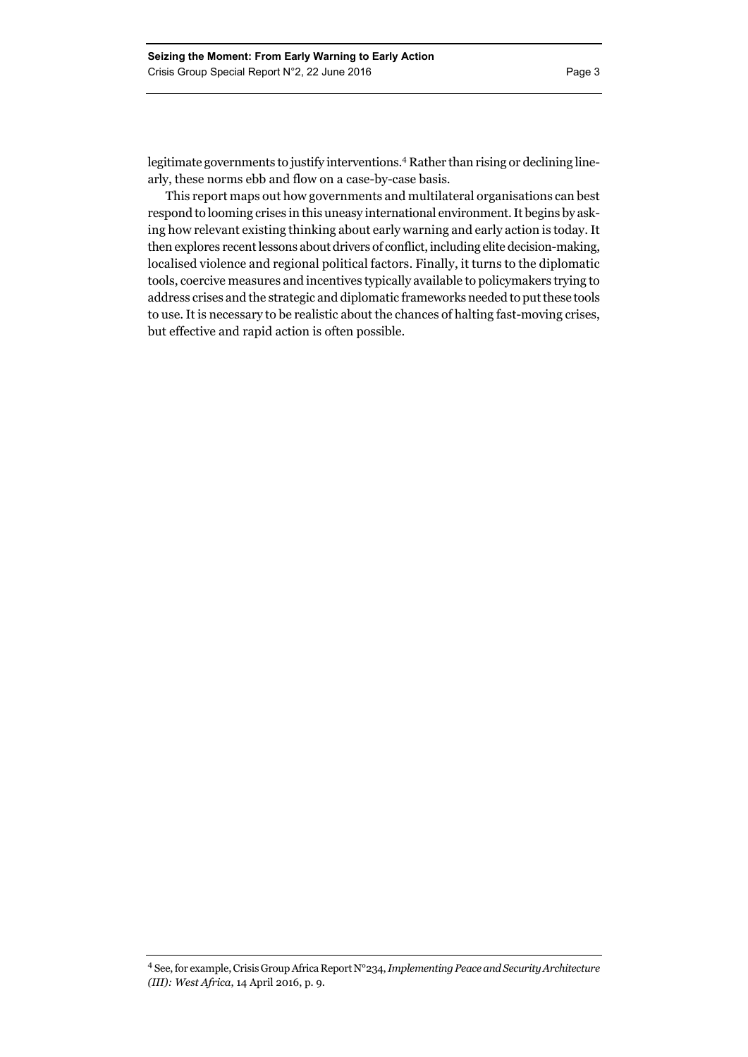legitimate governments to justify interventions.[4] Rather than rising or declining linearly, these norms ebb and flow on a case-by-case basis.

This report maps out how governments and multilateral organisations can best respond to looming crises in this uneasy international environment. It begins by asking how relevant existing thinking about early warning and early action is today. It then explores recent lessons about drivers of conflict, including elite decision-making, localised violence and regional political factors. Finally, it turns to the diplomatic tools, coercive measures and incentives typically available to policymakers trying to address crises and the strategic and diplomatic frameworks needed to put these tools to use. It is necessary to be realistic about the chances of halting fast-moving crises, but effective and rapid action is often possible.

[4] See, for example, Crisis Group Africa Report N°234, *Implementing Peace and Security Architecture (III): West Africa*, 14 April 2016, p. 9.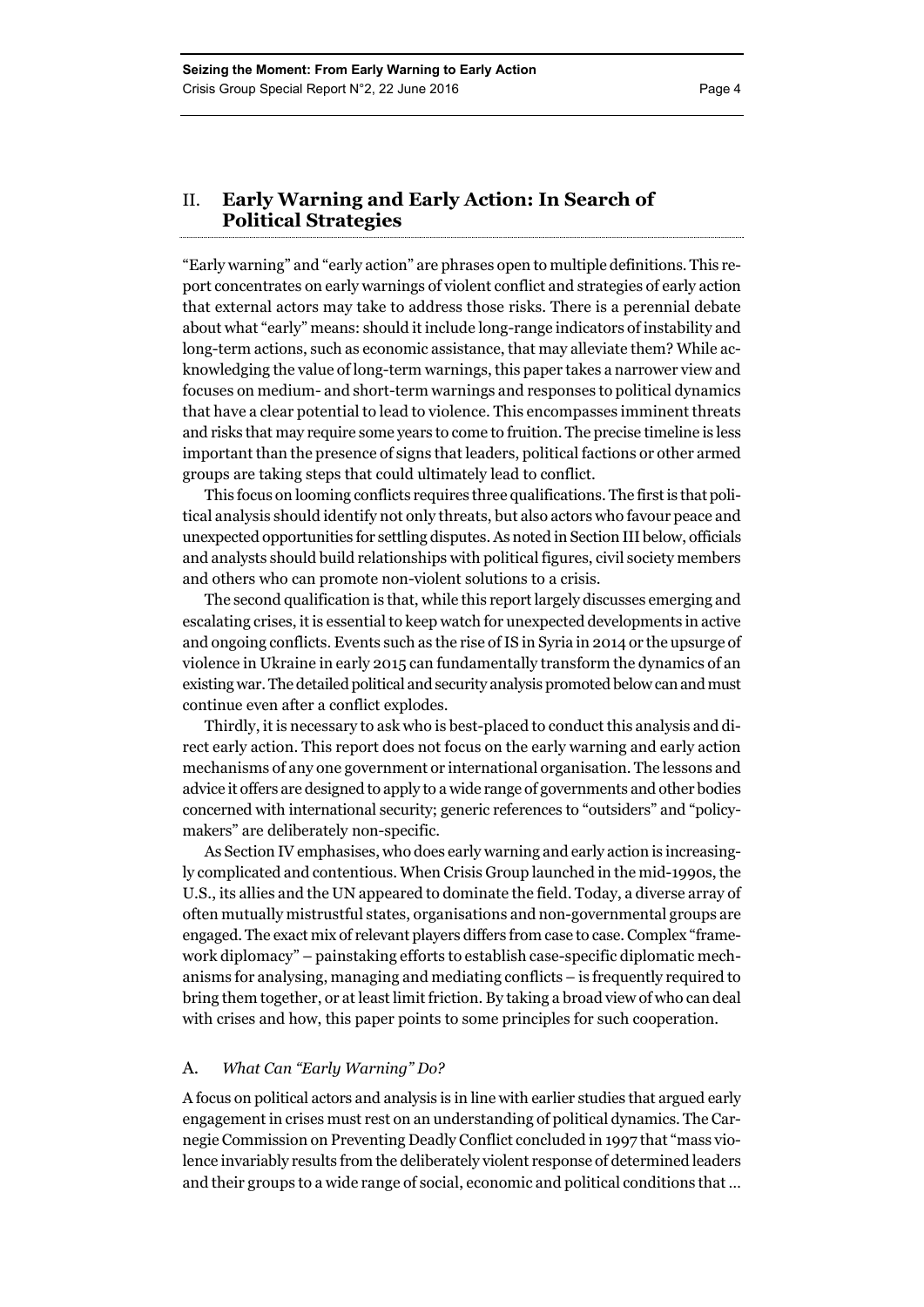## II. Early Warning and Early Action: In Search of Political Strategies

"Early warning" and "early action" are phrases open to multiple definitions. This report concentrates on early warnings of violent conflict and strategies of early action that external actors may take to address those risks. There is a perennial debate about what "early" means: should it include long-range indicators of instability and long-term actions, such as economic assistance, that may alleviate them? While acknowledging the value of long-term warnings, this paper takes a narrower view and focuses on medium- and short-term warnings and responses to political dynamics that have a clear potential to lead to violence. This encompasses imminent threats and risks that may require some years to come to fruition. The precise timeline is less important than the presence of signs that leaders, political factions or other armed groups are taking steps that could ultimately lead to conflict.

This focus on looming conflicts requires three qualifications. The first is that political analysis should identify not only threats, but also actors who favour peace and unexpected opportunities for settling disputes. As noted in Section III below, officials and analysts should build relationships with political figures, civil society members and others who can promote non-violent solutions to a crisis.

The second qualification is that, while this report largely discusses emerging and escalating crises, it is essential to keep watch for unexpected developments in active and ongoing conflicts. Events such as the rise of IS in Syria in 2014 or the upsurge of violence in Ukraine in early 2015 can fundamentally transform the dynamics of an existing war. The detailed political and security analysis promoted below can and must continue even after a conflict explodes.

Thirdly, it is necessary to ask who is best-placed to conduct this analysis and direct early action. This report does not focus on the early warning and early action mechanisms of any one government or international organisation. The lessons and advice it offers are designed to apply to a wide range of governments and other bodies concerned with international security; generic references to "outsiders" and "policymakers" are deliberately non-specific.

As Section IV emphasises, who does early warning and early action is increasingly complicated and contentious. When Crisis Group launched in the mid-1990s, the U.S., its allies and the UN appeared to dominate the field. Today, a diverse array of often mutually mistrustful states, organisations and non-governmental groups are engaged. The exact mix of relevant players differs from case to case. Complex "framework diplomacy" – painstaking efforts to establish case-specific diplomatic mechanisms for analysing, managing and mediating conflicts – is frequently required to bring them together, or at least limit friction. By taking a broad view of who can deal with crises and how, this paper points to some principles for such cooperation.

### A. *What Can "Early Warning" Do?*

A focus on political actors and analysis is in line with earlier studies that argued early engagement in crises must rest on an understanding of political dynamics. The Carnegie Commission on Preventing Deadly Conflict concluded in 1997 that "mass violence invariably results from the deliberately violent response of determined leaders and their groups to a wide range of social, economic and political conditions that …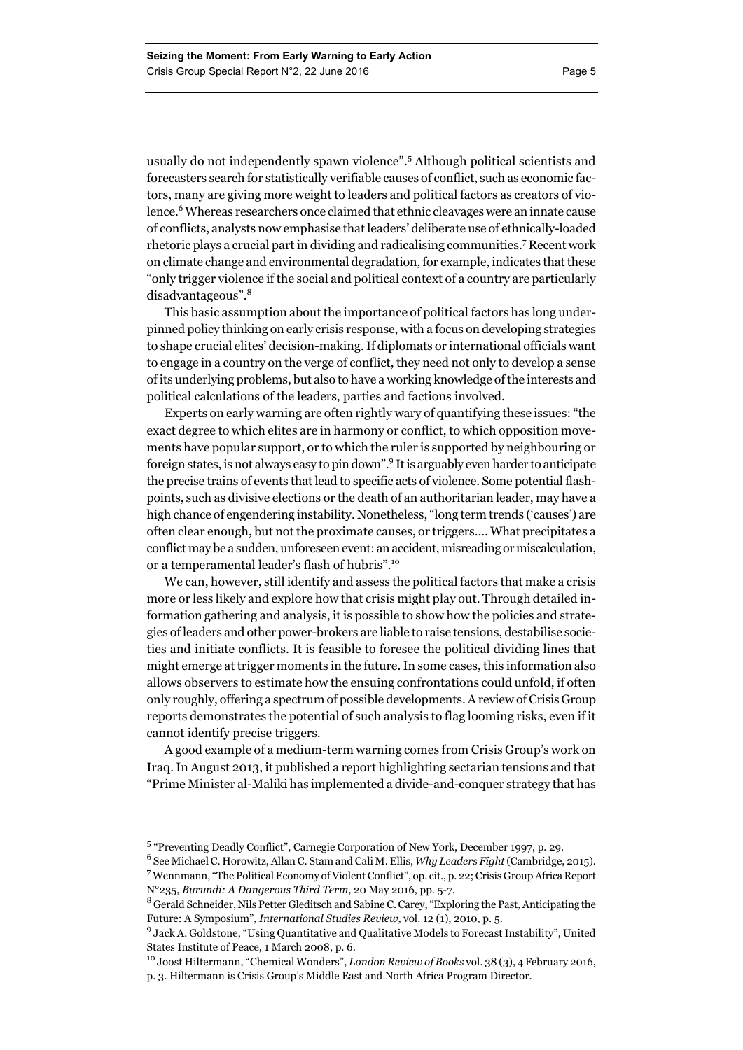usually do not independently spawn violence".[5] Although political scientists and forecasters search for statistically verifiable causes of conflict, such as economic factors, many are giving more weight to leaders and political factors as creators of violence.[6] Whereas researchers once claimed that ethnic cleavages were an innate cause of conflicts, analysts now emphasise that leaders' deliberate use of ethnically-loaded rhetoric plays a crucial part in dividing and radicalising communities.[7] Recent work on climate change and environmental degradation, for example, indicates that these "only trigger violence if the social and political context of a country are particularly disadvantageous".[8]

This basic assumption about the importance of political factors has long underpinned policy thinking on early crisis response, with a focus on developing strategies to shape crucial elites' decision-making. If diplomats or international officials want to engage in a country on the verge of conflict, they need not only to develop a sense of its underlying problems, but also to have a working knowledge of the interests and political calculations of the leaders, parties and factions involved.

Experts on early warning are often rightly wary of quantifying these issues: "the exact degree to which elites are in harmony or conflict, to which opposition movements have popular support, or to which the ruler is supported by neighbouring or foreign states, is not always easy to pin down".[9] It is arguably even harder to anticipate the precise trains of events that lead to specific acts of violence. Some potential flashpoints, such as divisive elections or the death of an authoritarian leader, may have a high chance of engendering instability. Nonetheless, "long term trends ('causes') are often clear enough, but not the proximate causes, or triggers.... What precipitates a conflict may be a sudden, unforeseen event: an accident, misreading or miscalculation, or a temperamental leader's flash of hubris".[10]

We can, however, still identify and assess the political factors that make a crisis more or less likely and explore how that crisis might play out. Through detailed information gathering and analysis, it is possible to show how the policies and strategies of leaders and other power-brokers are liable to raise tensions, destabilise societies and initiate conflicts. It is feasible to foresee the political dividing lines that might emerge at trigger moments in the future. In some cases, this information also allows observers to estimate how the ensuing confrontations could unfold, if often only roughly, offering a spectrum of possible developments. A review of Crisis Group reports demonstrates the potential of such analysis to flag looming risks, even if it cannot identify precise triggers.

A good example of a medium-term warning comes from Crisis Group's work on Iraq. In August 2013, it published a report highlighting sectarian tensions and that "Prime Minister al-Maliki has implemented a divide-and-conquer strategy that has

---

[5] "Preventing Deadly Conflict", Carnegie Corporation of New York, December 1997, p. 29.

[6] See Michael C. Horowitz, Allan C. Stam and Cali M. Ellis, *Why Leaders Fight* (Cambridge, 2015).

[7] Wennmann, "The Political Economy of Violent Conflict", op. cit., p. 22; Crisis Group Africa Report N°235, *Burundi: A Dangerous Third Term*, 20 May 2016, pp. 5-7.

[8] Gerald Schneider, Nils Petter Gleditsch and Sabine C. Carey, "Exploring the Past, Anticipating the Future: A Symposium", *International Studies Review*, vol. 12 (1), 2010, p. 5.

[9] Jack A. Goldstone, "Using Quantitative and Qualitative Models to Forecast Instability", United States Institute of Peace, 1 March 2008, p. 6.

[10] Joost Hiltermann, "Chemical Wonders", *London Review of Books* vol. 38 (3), 4 February 2016, p. 3. Hiltermann is Crisis Group's Middle East and North Africa Program Director.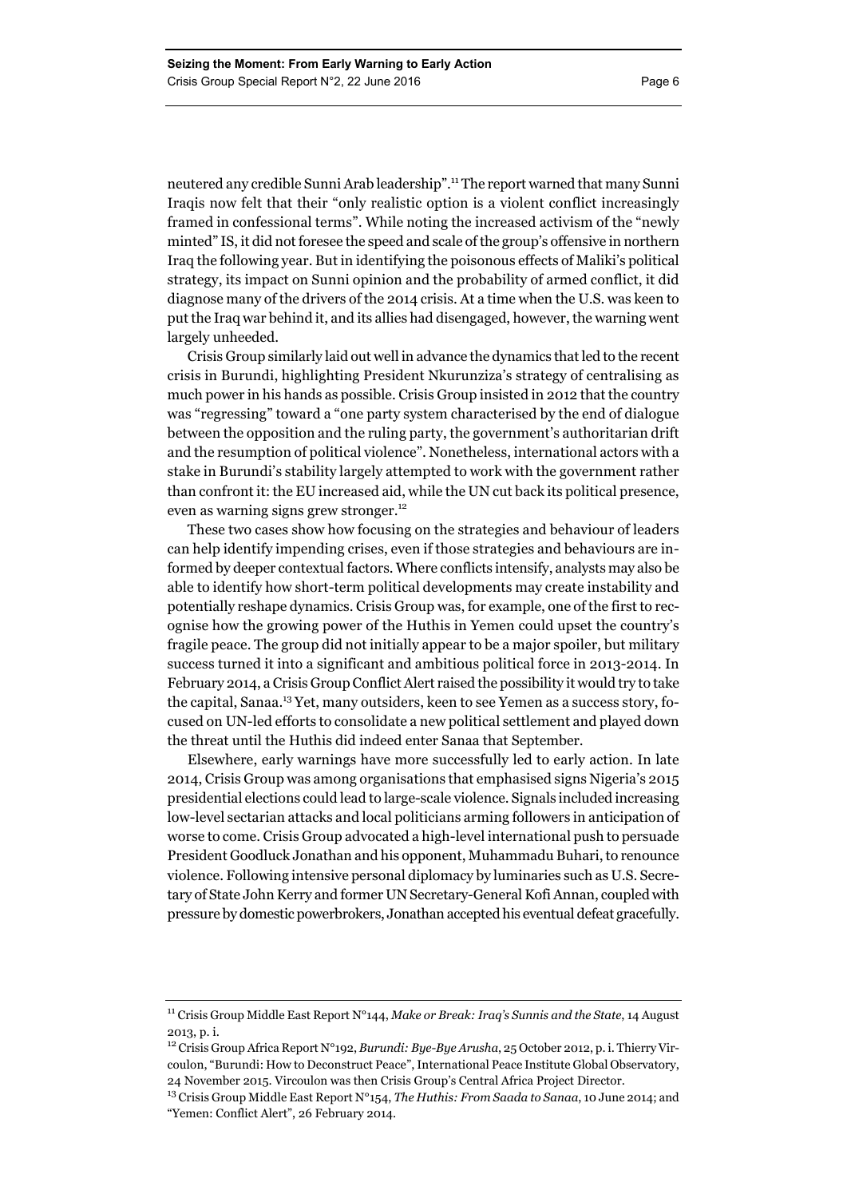neutered any credible Sunni Arab leadership".[11] The report warned that many Sunni Iraqis now felt that their "only realistic option is a violent conflict increasingly framed in confessional terms". While noting the increased activism of the "newly minted" IS, it did not foresee the speed and scale of the group's offensive in northern Iraq the following year. But in identifying the poisonous effects of Maliki's political strategy, its impact on Sunni opinion and the probability of armed conflict, it did diagnose many of the drivers of the 2014 crisis. At a time when the U.S. was keen to put the Iraq war behind it, and its allies had disengaged, however, the warning went largely unheeded.

Crisis Group similarly laid out well in advance the dynamics that led to the recent crisis in Burundi, highlighting President Nkurunziza's strategy of centralising as much power in his hands as possible. Crisis Group insisted in 2012 that the country was "regressing" toward a "one party system characterised by the end of dialogue between the opposition and the ruling party, the government's authoritarian drift and the resumption of political violence". Nonetheless, international actors with a stake in Burundi's stability largely attempted to work with the government rather than confront it: the EU increased aid, while the UN cut back its political presence, even as warning signs grew stronger.[12]

These two cases show how focusing on the strategies and behaviour of leaders can help identify impending crises, even if those strategies and behaviours are informed by deeper contextual factors. Where conflicts intensify, analysts may also be able to identify how short-term political developments may create instability and potentially reshape dynamics. Crisis Group was, for example, one of the first to recognise how the growing power of the Huthis in Yemen could upset the country's fragile peace. The group did not initially appear to be a major spoiler, but military success turned it into a significant and ambitious political force in 2013-2014. In February 2014, a Crisis Group Conflict Alert raised the possibility it would try to take the capital, Sanaa.[13] Yet, many outsiders, keen to see Yemen as a success story, focused on UN-led efforts to consolidate a new political settlement and played down the threat until the Huthis did indeed enter Sanaa that September.

Elsewhere, early warnings have more successfully led to early action. In late 2014, Crisis Group was among organisations that emphasised signs Nigeria's 2015 presidential elections could lead to large-scale violence. Signals included increasing low-level sectarian attacks and local politicians arming followers in anticipation of worse to come. Crisis Group advocated a high-level international push to persuade President Goodluck Jonathan and his opponent, Muhammadu Buhari, to renounce violence. Following intensive personal diplomacy by luminaries such as U.S. Secretary of State John Kerry and former UN Secretary-General Kofi Annan, coupled with pressure by domestic powerbrokers, Jonathan accepted his eventual defeat gracefully.

---

[11] Crisis Group Middle East Report N°144, *Make or Break: Iraq's Sunnis and the State*, 14 August 2013, p. i.

[12] Crisis Group Africa Report N°192, *Burundi: Bye-Bye Arusha*, 25 October 2012, p. i. Thierry Vircoulon, "Burundi: How to Deconstruct Peace", International Peace Institute Global Observatory, 24 November 2015. Vircoulon was then Crisis Group's Central Africa Project Director.

[13] Crisis Group Middle East Report N°154, *The Huthis: From Saada to Sanaa*, 10 June 2014; and "Yemen: Conflict Alert", 26 February 2014.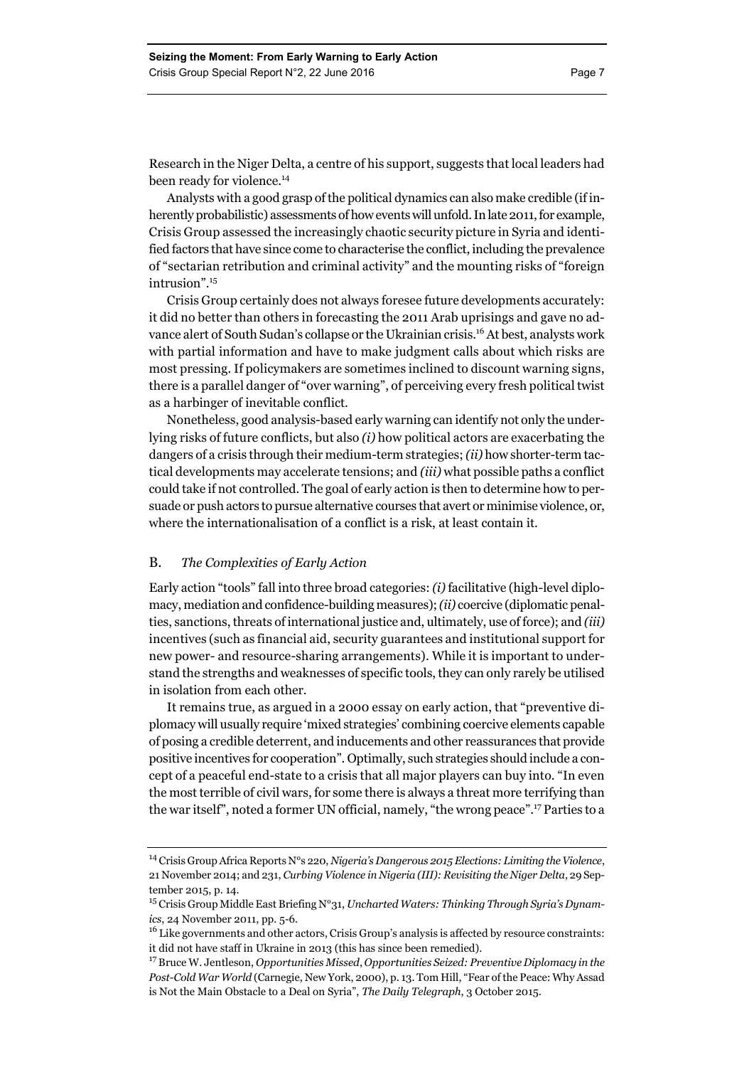Research in the Niger Delta, a centre of his support, suggests that local leaders had been ready for violence.[14]

Analysts with a good grasp of the political dynamics can also make credible (if inherently probabilistic) assessments of how events will unfold. In late 2011, for example, Crisis Group assessed the increasingly chaotic security picture in Syria and identified factors that have since come to characterise the conflict, including the prevalence of "sectarian retribution and criminal activity" and the mounting risks of "foreign intrusion".[15]

Crisis Group certainly does not always foresee future developments accurately: it did no better than others in forecasting the 2011 Arab uprisings and gave no advance alert of South Sudan's collapse or the Ukrainian crisis.[16] At best, analysts work with partial information and have to make judgment calls about which risks are most pressing. If policymakers are sometimes inclined to discount warning signs, there is a parallel danger of "over warning", of perceiving every fresh political twist as a harbinger of inevitable conflict.

Nonetheless, good analysis-based early warning can identify not only the underlying risks of future conflicts, but also *(i)* how political actors are exacerbating the dangers of a crisis through their medium-term strategies; *(ii)* how shorter-term tactical developments may accelerate tensions; and *(iii)* what possible paths a conflict could take if not controlled. The goal of early action is then to determine how to persuade or push actors to pursue alternative courses that avert or minimise violence, or, where the internationalisation of a conflict is a risk, at least contain it.

## B. *The Complexities of Early Action*

Early action "tools" fall into three broad categories: *(i)* facilitative (high-level diplomacy, mediation and confidence-building measures); *(ii)* coercive (diplomatic penalties, sanctions, threats of international justice and, ultimately, use of force); and *(iii)* incentives (such as financial aid, security guarantees and institutional support for new power- and resource-sharing arrangements). While it is important to understand the strengths and weaknesses of specific tools, they can only rarely be utilised in isolation from each other.

It remains true, as argued in a 2000 essay on early action, that "preventive diplomacy will usually require 'mixed strategies' combining coercive elements capable of posing a credible deterrent, and inducements and other reassurances that provide positive incentives for cooperation". Optimally, such strategies should include a concept of a peaceful end-state to a crisis that all major players can buy into. "In even the most terrible of civil wars, for some there is always a threat more terrifying than the war itself", noted a former UN official, namely, "the wrong peace".[17] Parties to a

---

[14] Crisis Group Africa Reports N°s 220, *Nigeria's Dangerous 2015 Elections: Limiting the Violence*, 21 November 2014; and 231, *Curbing Violence in Nigeria (III): Revisiting the Niger Delta*, 29 September 2015, p. 14.

[15] Crisis Group Middle East Briefing N°31, *Uncharted Waters: Thinking Through Syria's Dynamics*, 24 November 2011, pp. 5-6.

[16] Like governments and other actors, Crisis Group's analysis is affected by resource constraints: it did not have staff in Ukraine in 2013 (this has since been remedied).

[17] Bruce W. Jentleson, *Opportunities Missed, Opportunities Seized: Preventive Diplomacy in the Post-Cold War World* (Carnegie, New York, 2000), p. 13. Tom Hill, "Fear of the Peace: Why Assad is Not the Main Obstacle to a Deal on Syria", *The Daily Telegraph*, 3 October 2015.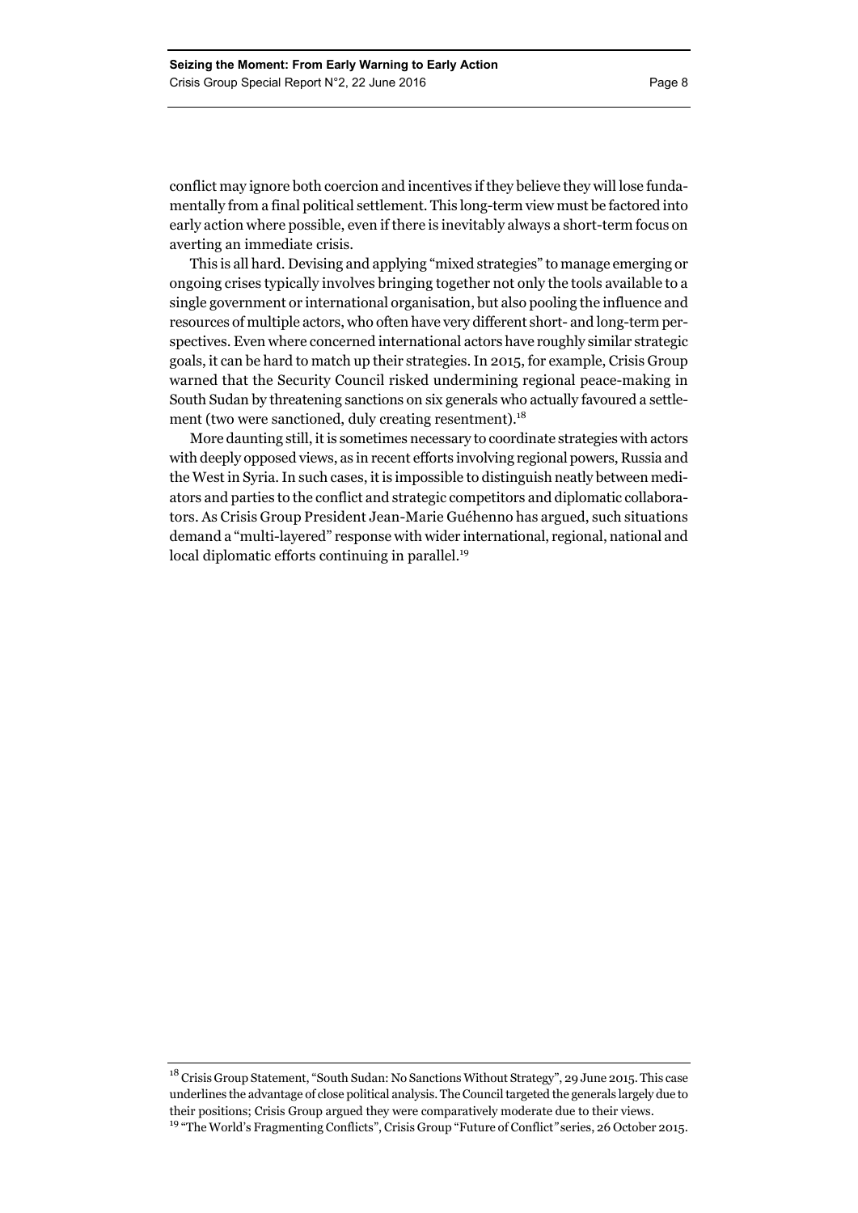conflict may ignore both coercion and incentives if they believe they will lose fundamentally from a final political settlement. This long-term view must be factored into early action where possible, even if there is inevitably always a short-term focus on averting an immediate crisis.

This is all hard. Devising and applying "mixed strategies" to manage emerging or ongoing crises typically involves bringing together not only the tools available to a single government or international organisation, but also pooling the influence and resources of multiple actors, who often have very different short- and long-term perspectives. Even where concerned international actors have roughly similar strategic goals, it can be hard to match up their strategies. In 2015, for example, Crisis Group warned that the Security Council risked undermining regional peace-making in South Sudan by threatening sanctions on six generals who actually favoured a settlement (two were sanctioned, duly creating resentment).[18]

More daunting still, it is sometimes necessary to coordinate strategies with actors with deeply opposed views, as in recent efforts involving regional powers, Russia and the West in Syria. In such cases, it is impossible to distinguish neatly between mediators and parties to the conflict and strategic competitors and diplomatic collaborators. As Crisis Group President Jean-Marie Guéhenno has argued, such situations demand a "multi-layered" response with wider international, regional, national and local diplomatic efforts continuing in parallel.[19]

---

[18] Crisis Group Statement, "South Sudan: No Sanctions Without Strategy", 29 June 2015. This case underlines the advantage of close political analysis. The Council targeted the generals largely due to their positions; Crisis Group argued they were comparatively moderate due to their views.

[19] "The World's Fragmenting Conflicts", Crisis Group "Future of Conflict" series, 26 October 2015.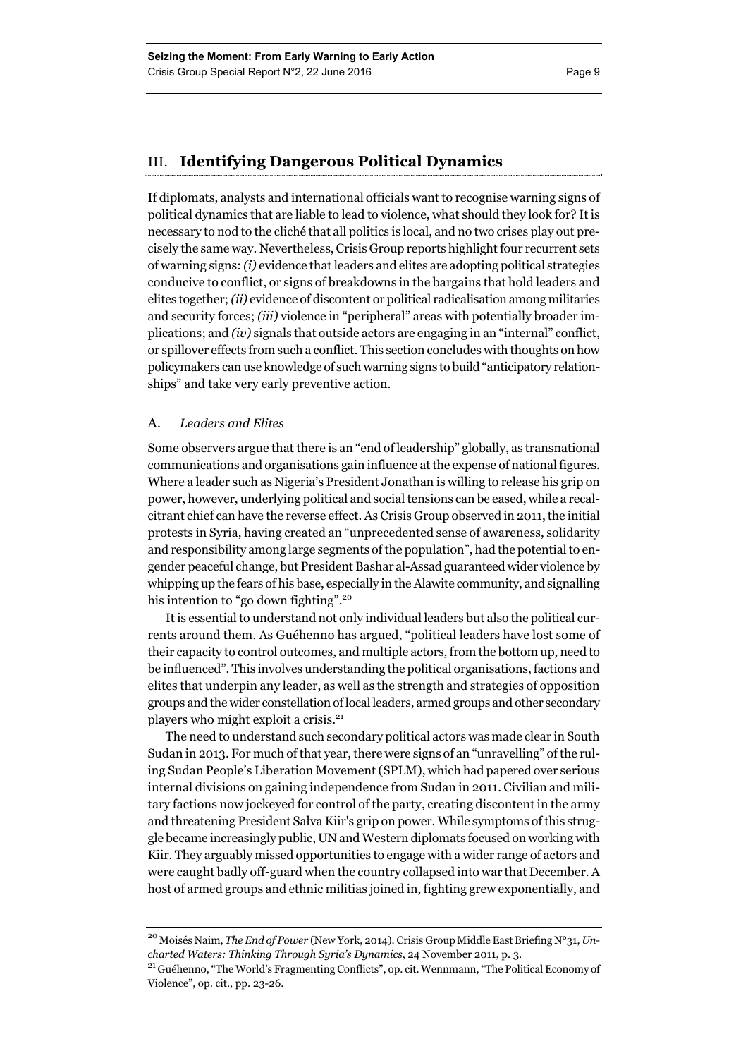## III. Identifying Dangerous Political Dynamics

If diplomats, analysts and international officials want to recognise warning signs of political dynamics that are liable to lead to violence, what should they look for? It is necessary to nod to the cliché that all politics is local, and no two crises play out precisely the same way. Nevertheless, Crisis Group reports highlight four recurrent sets of warning signs: *(i)* evidence that leaders and elites are adopting political strategies conducive to conflict, or signs of breakdowns in the bargains that hold leaders and elites together; *(ii)* evidence of discontent or political radicalisation among militaries and security forces; *(iii)* violence in "peripheral" areas with potentially broader implications; and *(iv)* signals that outside actors are engaging in an "internal" conflict, or spillover effects from such a conflict. This section concludes with thoughts on how policymakers can use knowledge of such warning signs to build "anticipatory relationships" and take very early preventive action.

### A. *Leaders and Elites*

Some observers argue that there is an "end of leadership" globally, as transnational communications and organisations gain influence at the expense of national figures. Where a leader such as Nigeria's President Jonathan is willing to release his grip on power, however, underlying political and social tensions can be eased, while a recalcitrant chief can have the reverse effect. As Crisis Group observed in 2011, the initial protests in Syria, having created an "unprecedented sense of awareness, solidarity and responsibility among large segments of the population", had the potential to engender peaceful change, but President Bashar al-Assad guaranteed wider violence by whipping up the fears of his base, especially in the Alawite community, and signalling his intention to "go down fighting".[20]

It is essential to understand not only individual leaders but also the political currents around them. As Guéhenno has argued, "political leaders have lost some of their capacity to control outcomes, and multiple actors, from the bottom up, need to be influenced". This involves understanding the political organisations, factions and elites that underpin any leader, as well as the strength and strategies of opposition groups and the wider constellation of local leaders, armed groups and other secondary players who might exploit a crisis.[21]

The need to understand such secondary political actors was made clear in South Sudan in 2013. For much of that year, there were signs of an "unravelling" of the ruling Sudan People's Liberation Movement (SPLM), which had papered over serious internal divisions on gaining independence from Sudan in 2011. Civilian and military factions now jockeyed for control of the party, creating discontent in the army and threatening President Salva Kiir's grip on power. While symptoms of this struggle became increasingly public, UN and Western diplomats focused on working with Kiir. They arguably missed opportunities to engage with a wider range of actors and were caught badly off-guard when the country collapsed into war that December. A host of armed groups and ethnic militias joined in, fighting grew exponentially, and

---

[20] Moisés Naim, *The End of Power* (New York, 2014). Crisis Group Middle East Briefing N°31, *Uncharted Waters: Thinking Through Syria's Dynamics*, 24 November 2011, p. 3.

[21] Guéhenno, "The World's Fragmenting Conflicts", op. cit. Wennmann, "The Political Economy of Violence", op. cit., pp. 23-26.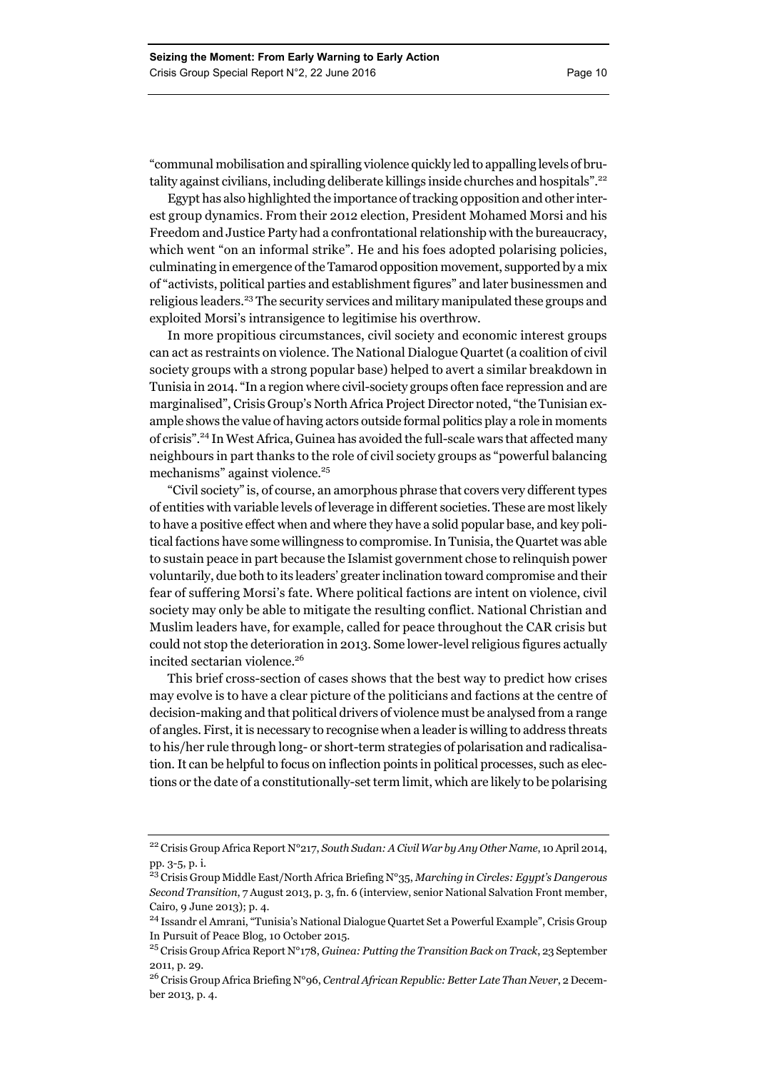"communal mobilisation and spiralling violence quickly led to appalling levels of brutality against civilians, including deliberate killings inside churches and hospitals".[22]

Egypt has also highlighted the importance of tracking opposition and other interest group dynamics. From their 2012 election, President Mohamed Morsi and his Freedom and Justice Party had a confrontational relationship with the bureaucracy, which went "on an informal strike". He and his foes adopted polarising policies, culminating in emergence of the Tamarod opposition movement, supported by a mix of "activists, political parties and establishment figures" and later businessmen and religious leaders.[23] The security services and military manipulated these groups and exploited Morsi's intransigence to legitimise his overthrow.

In more propitious circumstances, civil society and economic interest groups can act as restraints on violence. The National Dialogue Quartet (a coalition of civil society groups with a strong popular base) helped to avert a similar breakdown in Tunisia in 2014. "In a region where civil-society groups often face repression and are marginalised", Crisis Group's North Africa Project Director noted, "the Tunisian example shows the value of having actors outside formal politics play a role in moments of crisis".[24] In West Africa, Guinea has avoided the full-scale wars that affected many neighbours in part thanks to the role of civil society groups as "powerful balancing mechanisms" against violence.[25]

"Civil society" is, of course, an amorphous phrase that covers very different types of entities with variable levels of leverage in different societies. These are most likely to have a positive effect when and where they have a solid popular base, and key political factions have some willingness to compromise. In Tunisia, the Quartet was able to sustain peace in part because the Islamist government chose to relinquish power voluntarily, due both to its leaders' greater inclination toward compromise and their fear of suffering Morsi's fate. Where political factions are intent on violence, civil society may only be able to mitigate the resulting conflict. National Christian and Muslim leaders have, for example, called for peace throughout the CAR crisis but could not stop the deterioration in 2013. Some lower-level religious figures actually incited sectarian violence.[26]

This brief cross-section of cases shows that the best way to predict how crises may evolve is to have a clear picture of the politicians and factions at the centre of decision-making and that political drivers of violence must be analysed from a range of angles. First, it is necessary to recognise when a leader is willing to address threats to his/her rule through long- or short-term strategies of polarisation and radicalisation. It can be helpful to focus on inflection points in political processes, such as elections or the date of a constitutionally-set term limit, which are likely to be polarising

---

[22] Crisis Group Africa Report N°217, *South Sudan: A Civil War by Any Other Name*, 10 April 2014, pp. 3-5, p. i.

[23] Crisis Group Middle East/North Africa Briefing N°35, *Marching in Circles: Egypt's Dangerous Second Transition*, 7 August 2013, p. 3, fn. 6 (interview, senior National Salvation Front member, Cairo, 9 June 2013); p. 4.

[24] Issandr el Amrani, "Tunisia's National Dialogue Quartet Set a Powerful Example", Crisis Group In Pursuit of Peace Blog, 10 October 2015.

[25] Crisis Group Africa Report N°178, *Guinea: Putting the Transition Back on Track*, 23 September 2011, p. 29.

[26] Crisis Group Africa Briefing N°96, *Central African Republic: Better Late Than Never*, 2 December 2013, p. 4.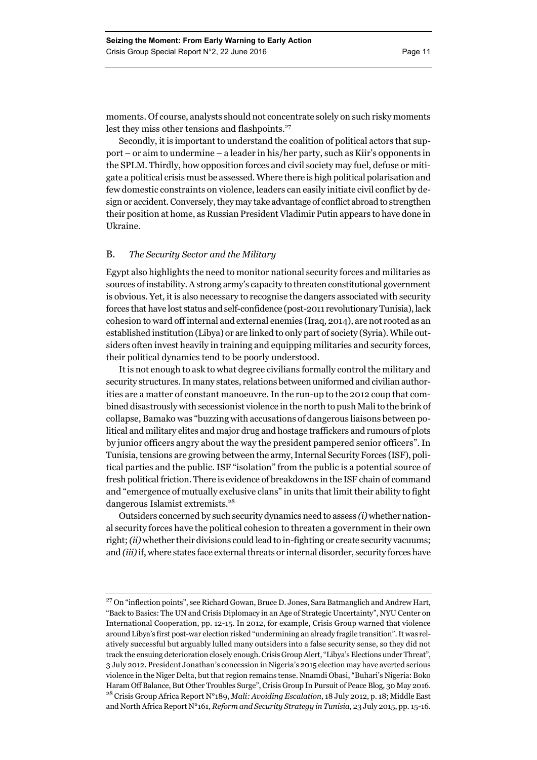moments. Of course, analysts should not concentrate solely on such risky moments lest they miss other tensions and flashpoints.[27]

Secondly, it is important to understand the coalition of political actors that support – or aim to undermine – a leader in his/her party, such as Kiir's opponents in the SPLM. Thirdly, how opposition forces and civil society may fuel, defuse or mitigate a political crisis must be assessed. Where there is high political polarisation and few domestic constraints on violence, leaders can easily initiate civil conflict by design or accident. Conversely, they may take advantage of conflict abroad to strengthen their position at home, as Russian President Vladimir Putin appears to have done in Ukraine.

### B. *The Security Sector and the Military*

Egypt also highlights the need to monitor national security forces and militaries as sources of instability. A strong army's capacity to threaten constitutional government is obvious. Yet, it is also necessary to recognise the dangers associated with security forces that have lost status and self-confidence (post-2011 revolutionary Tunisia), lack cohesion to ward off internal and external enemies (Iraq, 2014), are not rooted as an established institution (Libya) or are linked to only part of society (Syria). While outsiders often invest heavily in training and equipping militaries and security forces, their political dynamics tend to be poorly understood.

It is not enough to ask to what degree civilians formally control the military and security structures. In many states, relations between uniformed and civilian authorities are a matter of constant manoeuvre. In the run-up to the 2012 coup that combined disastrously with secessionist violence in the north to push Mali to the brink of collapse, Bamako was "buzzing with accusations of dangerous liaisons between political and military elites and major drug and hostage traffickers and rumours of plots by junior officers angry about the way the president pampered senior officers". In Tunisia, tensions are growing between the army, Internal Security Forces (ISF), political parties and the public. ISF "isolation" from the public is a potential source of fresh political friction. There is evidence of breakdowns in the ISF chain of command and "emergence of mutually exclusive clans" in units that limit their ability to fight dangerous Islamist extremists.[28]

Outsiders concerned by such security dynamics need to assess *(i)* whether national security forces have the political cohesion to threaten a government in their own right; *(ii)* whether their divisions could lead to in-fighting or create security vacuums; and *(iii)* if, where states face external threats or internal disorder, security forces have

---

[27] On "inflection points", see Richard Gowan, Bruce D. Jones, Sara Batmanglich and Andrew Hart, "Back to Basics: The UN and Crisis Diplomacy in an Age of Strategic Uncertainty", NYU Center on International Cooperation, pp. 12-15. In 2012, for example, Crisis Group warned that violence around Libya's first post-war election risked "undermining an already fragile transition". It was relatively successful but arguably lulled many outsiders into a false security sense, so they did not track the ensuing deterioration closely enough. Crisis Group Alert, "Libya's Elections under Threat", 3 July 2012. President Jonathan's concession in Nigeria's 2015 election may have averted serious violence in the Niger Delta, but that region remains tense. Nnamdi Obasi, "Buhari's Nigeria: Boko Haram Off Balance, But Other Troubles Surge", Crisis Group In Pursuit of Peace Blog, 30 May 2016.

[28] Crisis Group Africa Report N°189, *Mali: Avoiding Escalation*, 18 July 2012, p. 18; Middle East and North Africa Report N°161, *Reform and Security Strategy in Tunisia*, 23 July 2015, pp. 15-16.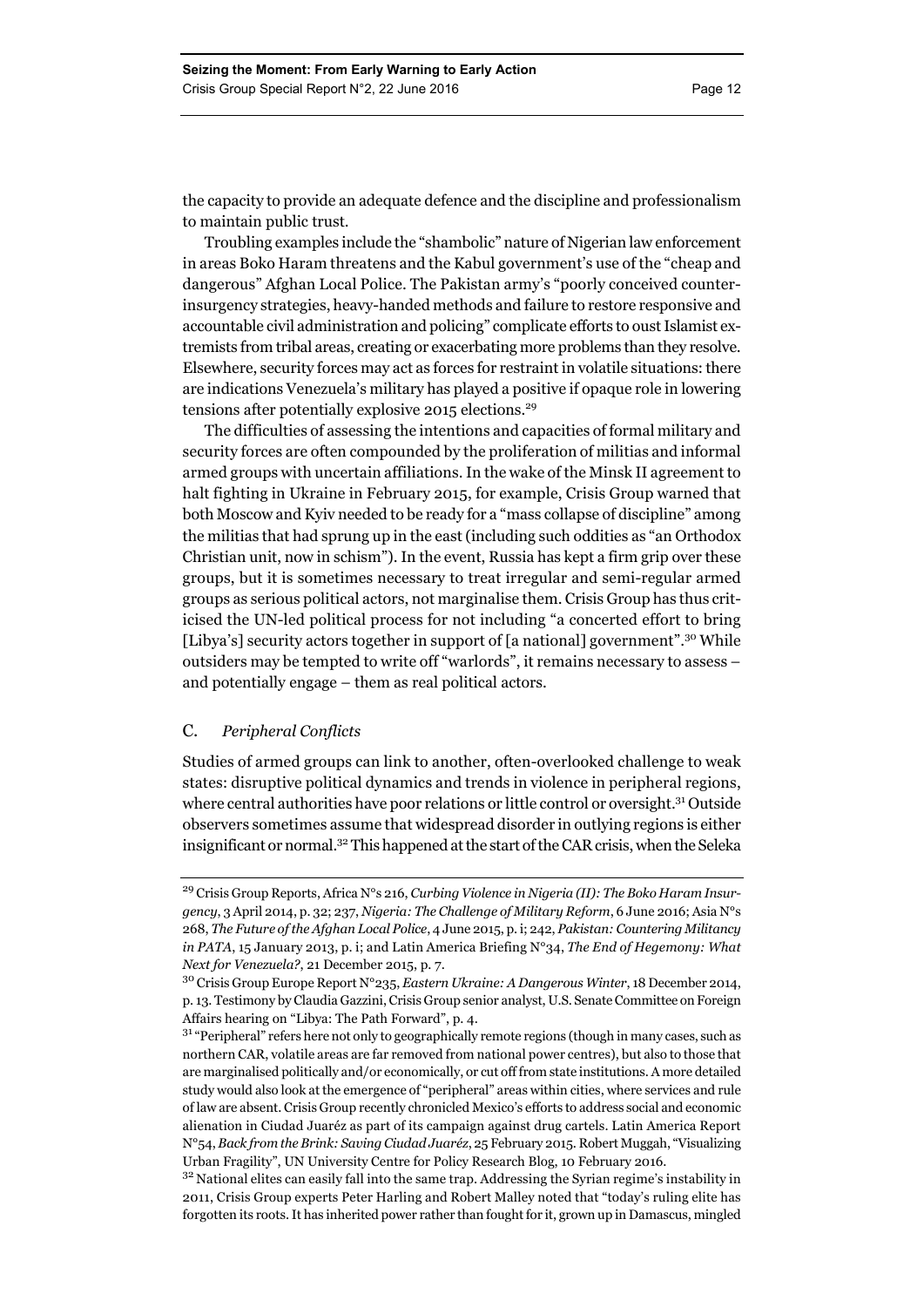the capacity to provide an adequate defence and the discipline and professionalism to maintain public trust.

Troubling examples include the "shambolic" nature of Nigerian law enforcement in areas Boko Haram threatens and the Kabul government's use of the "cheap and dangerous" Afghan Local Police. The Pakistan army's "poorly conceived counter-insurgency strategies, heavy-handed methods and failure to restore responsive and accountable civil administration and policing" complicate efforts to oust Islamist extremists from tribal areas, creating or exacerbating more problems than they resolve. Elsewhere, security forces may act as forces for restraint in volatile situations: there are indications Venezuela's military has played a positive if opaque role in lowering tensions after potentially explosive 2015 elections.[29]

The difficulties of assessing the intentions and capacities of formal military and security forces are often compounded by the proliferation of militias and informal armed groups with uncertain affiliations. In the wake of the Minsk II agreement to halt fighting in Ukraine in February 2015, for example, Crisis Group warned that both Moscow and Kyiv needed to be ready for a "mass collapse of discipline" among the militias that had sprung up in the east (including such oddities as "an Orthodox Christian unit, now in schism"). In the event, Russia has kept a firm grip over these groups, but it is sometimes necessary to treat irregular and semi-regular armed groups as serious political actors, not marginalise them. Crisis Group has thus criticised the UN-led political process for not including "a concerted effort to bring [Libya's] security actors together in support of [a national] government".[30] While outsiders may be tempted to write off "warlords", it remains necessary to assess – and potentially engage – them as real political actors.

### C. *Peripheral Conflicts*

Studies of armed groups can link to another, often-overlooked challenge to weak states: disruptive political dynamics and trends in violence in peripheral regions, where central authorities have poor relations or little control or oversight.[31] Outside observers sometimes assume that widespread disorder in outlying regions is either insignificant or normal.[32] This happened at the start of the CAR crisis, when the Seleka

---

[29] Crisis Group Reports, Africa N°s 216, *Curbing Violence in Nigeria (II): The Boko Haram Insurgency*, 3 April 2014, p. 32; 237, *Nigeria: The Challenge of Military Reform*, 6 June 2016; Asia N°s 268, *The Future of the Afghan Local Police*, 4 June 2015, p. i; 242, *Pakistan: Countering Militancy in PATA*, 15 January 2013, p. i; and Latin America Briefing N°34, *The End of Hegemony: What Next for Venezuela?*, 21 December 2015, p. 7.

[30] Crisis Group Europe Report N°235, *Eastern Ukraine: A Dangerous Winter*, 18 December 2014, p. 13. Testimony by Claudia Gazzini, Crisis Group senior analyst, U.S. Senate Committee on Foreign Affairs hearing on "Libya: The Path Forward", p. 4.

[31] "Peripheral" refers here not only to geographically remote regions (though in many cases, such as northern CAR, volatile areas are far removed from national power centres), but also to those that are marginalised politically and/or economically, or cut off from state institutions. A more detailed study would also look at the emergence of "peripheral" areas within cities, where services and rule of law are absent. Crisis Group recently chronicled Mexico's efforts to address social and economic alienation in Ciudad Juaréz as part of its campaign against drug cartels. Latin America Report N°54, *Back from the Brink: Saving Ciudad Juaréz*, 25 February 2015. Robert Muggah, "Visualizing Urban Fragility", UN University Centre for Policy Research Blog, 10 February 2016.

[32] National elites can easily fall into the same trap. Addressing the Syrian regime's instability in 2011, Crisis Group experts Peter Harling and Robert Malley noted that "today's ruling elite has forgotten its roots. It has inherited power rather than fought for it, grown up in Damascus, mingled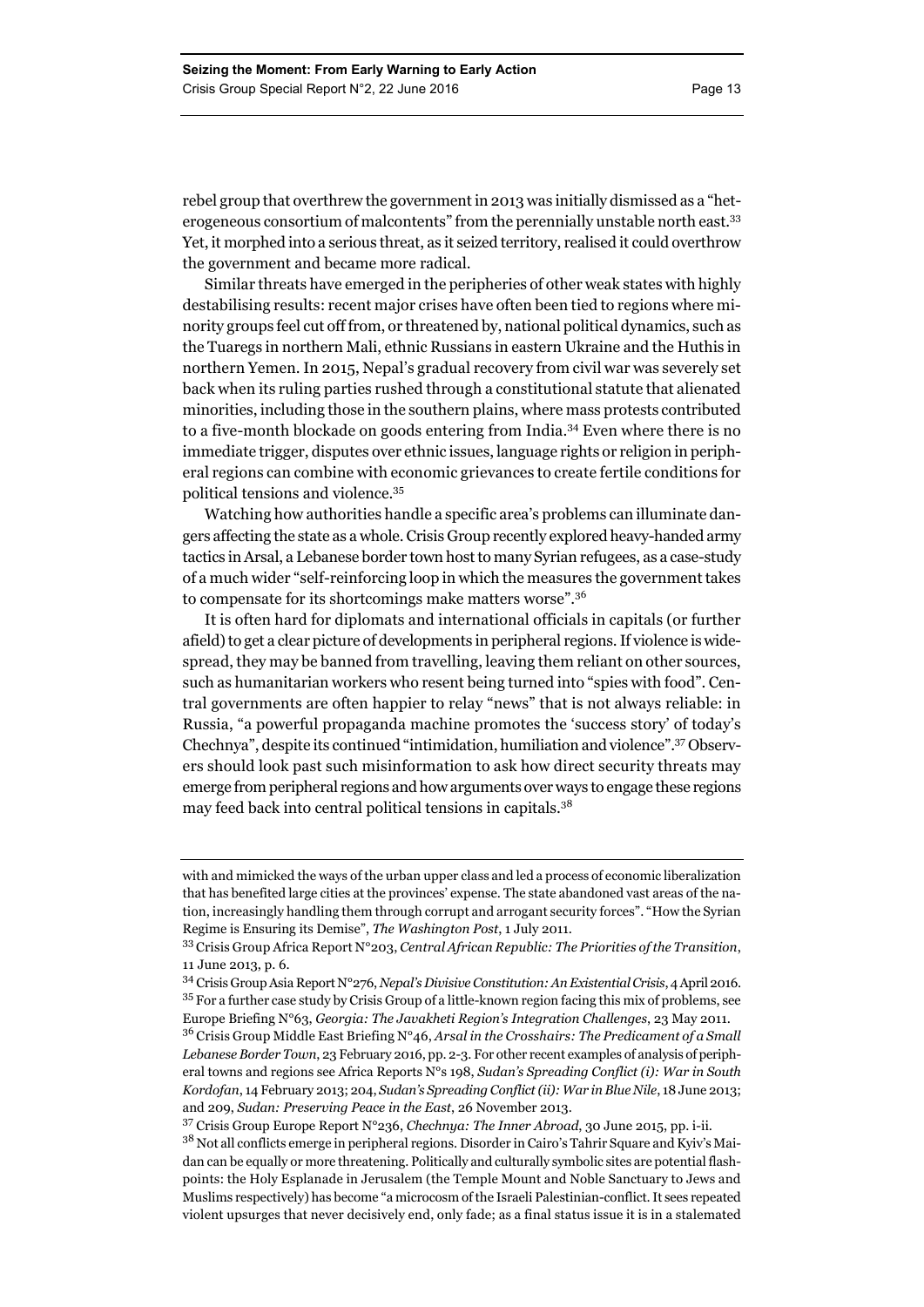rebel group that overthrew the government in 2013 was initially dismissed as a "heterogeneous consortium of malcontents" from the perennially unstable north east.[33] Yet, it morphed into a serious threat, as it seized territory, realised it could overthrow the government and became more radical.

Similar threats have emerged in the peripheries of other weak states with highly destabilising results: recent major crises have often been tied to regions where minority groups feel cut off from, or threatened by, national political dynamics, such as the Tuaregs in northern Mali, ethnic Russians in eastern Ukraine and the Huthis in northern Yemen. In 2015, Nepal's gradual recovery from civil war was severely set back when its ruling parties rushed through a constitutional statute that alienated minorities, including those in the southern plains, where mass protests contributed to a five-month blockade on goods entering from India.[34] Even where there is no immediate trigger, disputes over ethnic issues, language rights or religion in peripheral regions can combine with economic grievances to create fertile conditions for political tensions and violence.[35]

Watching how authorities handle a specific area's problems can illuminate dangers affecting the state as a whole. Crisis Group recently explored heavy-handed army tactics in Arsal, a Lebanese border town host to many Syrian refugees, as a case-study of a much wider "self-reinforcing loop in which the measures the government takes to compensate for its shortcomings make matters worse".[36]

It is often hard for diplomats and international officials in capitals (or further afield) to get a clear picture of developments in peripheral regions. If violence is widespread, they may be banned from travelling, leaving them reliant on other sources, such as humanitarian workers who resent being turned into "spies with food". Central governments are often happier to relay "news" that is not always reliable: in Russia, "a powerful propaganda machine promotes the 'success story' of today's Chechnya", despite its continued "intimidation, humiliation and violence".[37] Observers should look past such misinformation to ask how direct security threats may emerge from peripheral regions and how arguments over ways to engage these regions may feed back into central political tensions in capitals.[38]

---

with and mimicked the ways of the urban upper class and led a process of economic liberalization that has benefited large cities at the provinces' expense. The state abandoned vast areas of the nation, increasingly handling them through corrupt and arrogant security forces". "How the Syrian Regime is Ensuring its Demise", *The Washington Post*, 1 July 2011.

[33] Crisis Group Africa Report N°203, *Central African Republic: The Priorities of the Transition*, 11 June 2013, p. 6.

[34] Crisis Group Asia Report N°276, *Nepal's Divisive Constitution: An Existential Crisis*, 4 April 2016.

[35] For a further case study by Crisis Group of a little-known region facing this mix of problems, see Europe Briefing N°63, *Georgia: The Javakheti Region's Integration Challenges*, 23 May 2011.

[36] Crisis Group Middle East Briefing N°46, *Arsal in the Crosshairs: The Predicament of a Small Lebanese Border Town*, 23 February 2016, pp. 2-3. For other recent examples of analysis of peripheral towns and regions see Africa Reports N°s 198, *Sudan's Spreading Conflict (i): War in South Kordofan*, 14 February 2013; 204, *Sudan's Spreading Conflict (ii): War in Blue Nile*, 18 June 2013; and 209, *Sudan: Preserving Peace in the East*, 26 November 2013.

[37] Crisis Group Europe Report N°236, *Chechnya: The Inner Abroad*, 30 June 2015, pp. i-ii.

[38] Not all conflicts emerge in peripheral regions. Disorder in Cairo's Tahrir Square and Kyiv's Maidan can be equally or more threatening. Politically and culturally symbolic sites are potential flashpoints: the Holy Esplanade in Jerusalem (the Temple Mount and Noble Sanctuary to Jews and Muslims respectively) has become "a microcosm of the Israeli Palestinian-conflict. It sees repeated violent upsurges that never decisively end, only fade; as a final status issue it is in a stalemated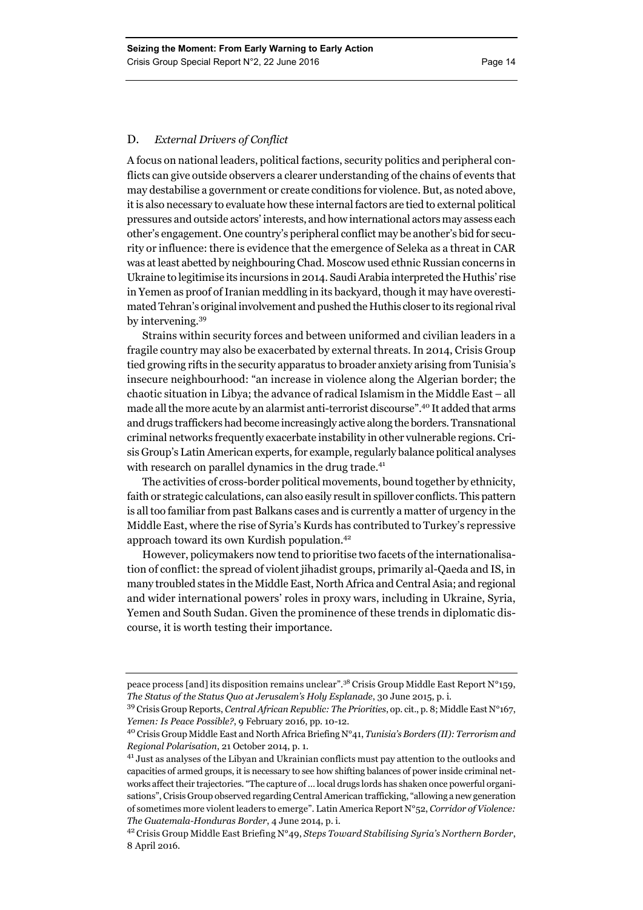## D. *External Drivers of Conflict*

A focus on national leaders, political factions, security politics and peripheral conflicts can give outside observers a clearer understanding of the chains of events that may destabilise a government or create conditions for violence. But, as noted above, it is also necessary to evaluate how these internal factors are tied to external political pressures and outside actors' interests, and how international actors may assess each other's engagement. One country's peripheral conflict may be another's bid for security or influence: there is evidence that the emergence of Seleka as a threat in CAR was at least abetted by neighbouring Chad. Moscow used ethnic Russian concerns in Ukraine to legitimise its incursions in 2014. Saudi Arabia interpreted the Huthis' rise in Yemen as proof of Iranian meddling in its backyard, though it may have overestimated Tehran's original involvement and pushed the Huthis closer to its regional rival by intervening.[39]

Strains within security forces and between uniformed and civilian leaders in a fragile country may also be exacerbated by external threats. In 2014, Crisis Group tied growing rifts in the security apparatus to broader anxiety arising from Tunisia's insecure neighbourhood: "an increase in violence along the Algerian border; the chaotic situation in Libya; the advance of radical Islamism in the Middle East – all made all the more acute by an alarmist anti-terrorist discourse".[40] It added that arms and drugs traffickers had become increasingly active along the borders. Transnational criminal networks frequently exacerbate instability in other vulnerable regions. Crisis Group's Latin American experts, for example, regularly balance political analyses with research on parallel dynamics in the drug trade.[41]

The activities of cross-border political movements, bound together by ethnicity, faith or strategic calculations, can also easily result in spillover conflicts. This pattern is all too familiar from past Balkans cases and is currently a matter of urgency in the Middle East, where the rise of Syria's Kurds has contributed to Turkey's repressive approach toward its own Kurdish population.[42]

However, policymakers now tend to prioritise two facets of the internationalisation of conflict: the spread of violent jihadist groups, primarily al-Qaeda and IS, in many troubled states in the Middle East, North Africa and Central Asia; and regional and wider international powers' roles in proxy wars, including in Ukraine, Syria, Yemen and South Sudan. Given the prominence of these trends in diplomatic discourse, it is worth testing their importance.

---

peace process [and] its disposition remains unclear".[38] Crisis Group Middle East Report N°159, *The Status of the Status Quo at Jerusalem's Holy Esplanade*, 30 June 2015, p. i.

[39] Crisis Group Reports, *Central African Republic: The Priorities*, op. cit., p. 8; Middle East N°167, *Yemen: Is Peace Possible?*, 9 February 2016, pp. 10-12.

[40] Crisis Group Middle East and North Africa Briefing N°41, *Tunisia's Borders (II): Terrorism and Regional Polarisation*, 21 October 2014, p. 1.

[41] Just as analyses of the Libyan and Ukrainian conflicts must pay attention to the outlooks and capacities of armed groups, it is necessary to see how shifting balances of power inside criminal networks affect their trajectories. "The capture of … local drugs lords has shaken once powerful organisations", Crisis Group observed regarding Central American trafficking, "allowing a new generation of sometimes more violent leaders to emerge". Latin America Report N°52, *Corridor of Violence: The Guatemala-Honduras Border*, 4 June 2014, p. i.

[42] Crisis Group Middle East Briefing N°49, *Steps Toward Stabilising Syria's Northern Border*, 8 April 2016.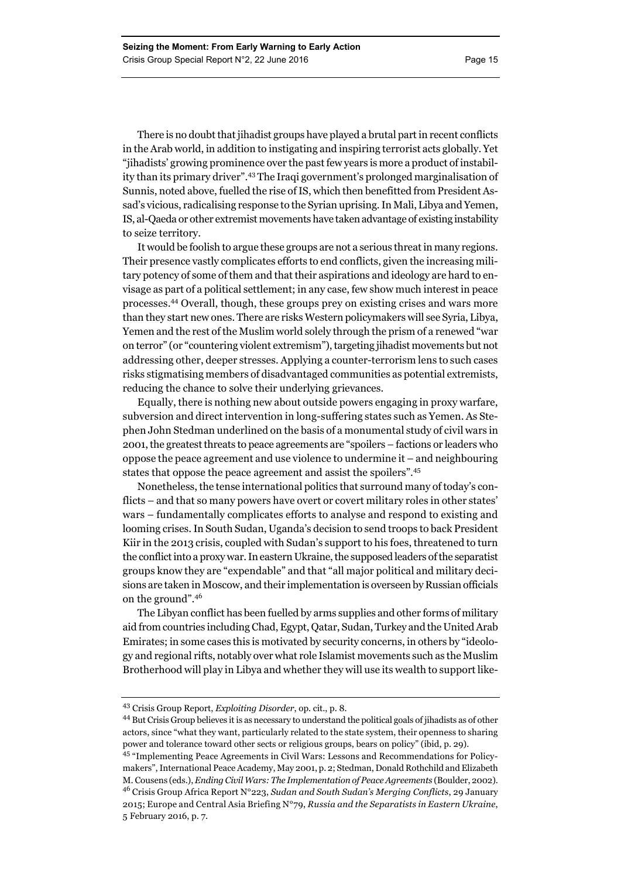There is no doubt that jihadist groups have played a brutal part in recent conflicts in the Arab world, in addition to instigating and inspiring terrorist acts globally. Yet "jihadists' growing prominence over the past few years is more a product of instability than its primary driver".[43] The Iraqi government's prolonged marginalisation of Sunnis, noted above, fuelled the rise of IS, which then benefitted from President Assad's vicious, radicalising response to the Syrian uprising. In Mali, Libya and Yemen, IS, al-Qaeda or other extremist movements have taken advantage of existing instability to seize territory.

It would be foolish to argue these groups are not a serious threat in many regions. Their presence vastly complicates efforts to end conflicts, given the increasing military potency of some of them and that their aspirations and ideology are hard to envisage as part of a political settlement; in any case, few show much interest in peace processes.[44] Overall, though, these groups prey on existing crises and wars more than they start new ones. There are risks Western policymakers will see Syria, Libya, Yemen and the rest of the Muslim world solely through the prism of a renewed "war on terror" (or "countering violent extremism"), targeting jihadist movements but not addressing other, deeper stresses. Applying a counter-terrorism lens to such cases risks stigmatising members of disadvantaged communities as potential extremists, reducing the chance to solve their underlying grievances.

Equally, there is nothing new about outside powers engaging in proxy warfare, subversion and direct intervention in long-suffering states such as Yemen. As Stephen John Stedman underlined on the basis of a monumental study of civil wars in 2001, the greatest threats to peace agreements are "spoilers – factions or leaders who oppose the peace agreement and use violence to undermine it – and neighbouring states that oppose the peace agreement and assist the spoilers".[45]

Nonetheless, the tense international politics that surround many of today's conflicts – and that so many powers have overt or covert military roles in other states' wars – fundamentally complicates efforts to analyse and respond to existing and looming crises. In South Sudan, Uganda's decision to send troops to back President Kiir in the 2013 crisis, coupled with Sudan's support to his foes, threatened to turn the conflict into a proxy war. In eastern Ukraine, the supposed leaders of the separatist groups know they are "expendable" and that "all major political and military decisions are taken in Moscow, and their implementation is overseen by Russian officials on the ground".[46]

The Libyan conflict has been fuelled by arms supplies and other forms of military aid from countries including Chad, Egypt, Qatar, Sudan, Turkey and the United Arab Emirates; in some cases this is motivated by security concerns, in others by "ideology and regional rifts, notably over what role Islamist movements such as the Muslim Brotherhood will play in Libya and whether they will use its wealth to support like-

---

[43] Crisis Group Report, *Exploiting Disorder*, op. cit., p. 8.

[44] But Crisis Group believes it is as necessary to understand the political goals of jihadists as of other actors, since "what they want, particularly related to the state system, their openness to sharing power and tolerance toward other sects or religious groups, bears on policy" (ibid, p. 29).

[45] "Implementing Peace Agreements in Civil Wars: Lessons and Recommendations for Policymakers", International Peace Academy, May 2001, p. 2; Stedman, Donald Rothchild and Elizabeth M. Cousens (eds.), *Ending Civil Wars: The Implementation of Peace Agreements* (Boulder, 2002).

[46] Crisis Group Africa Report N°223, *Sudan and South Sudan's Merging Conflicts*, 29 January 2015; Europe and Central Asia Briefing N°79, *Russia and the Separatists in Eastern Ukraine*, 5 February 2016, p. 7.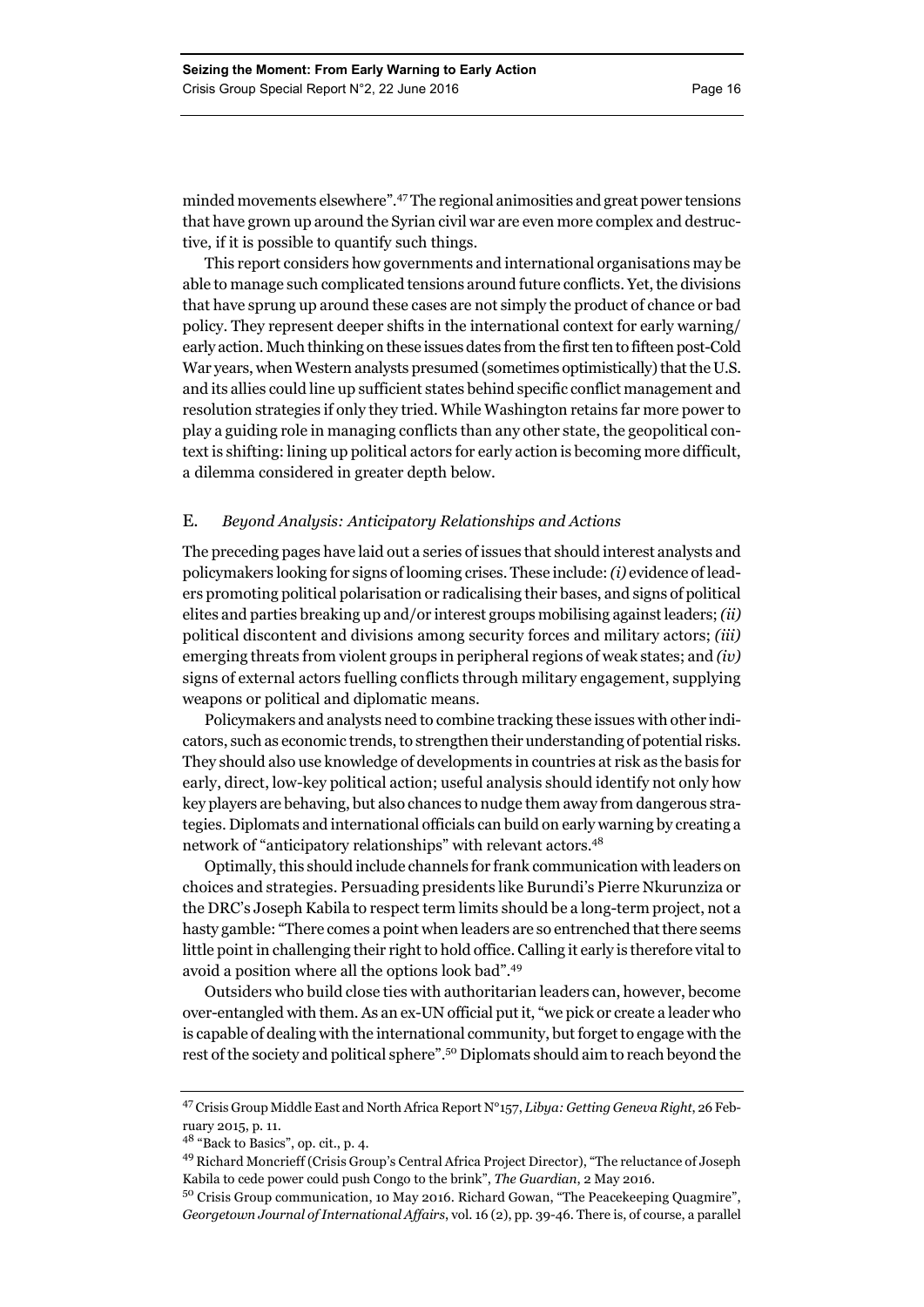minded movements elsewhere”.[47] The regional animosities and great power tensions that have grown up around the Syrian civil war are even more complex and destructive, if it is possible to quantify such things.

This report considers how governments and international organisations may be able to manage such complicated tensions around future conflicts. Yet, the divisions that have sprung up around these cases are not simply the product of chance or bad policy. They represent deeper shifts in the international context for early warning/ early action. Much thinking on these issues dates from the first ten to fifteen post-Cold War years, when Western analysts presumed (sometimes optimistically) that the U.S. and its allies could line up sufficient states behind specific conflict management and resolution strategies if only they tried. While Washington retains far more power to play a guiding role in managing conflicts than any other state, the geopolitical context is shifting: lining up political actors for early action is becoming more difficult, a dilemma considered in greater depth below.

## E. *Beyond Analysis: Anticipatory Relationships and Actions*

The preceding pages have laid out a series of issues that should interest analysts and policymakers looking for signs of looming crises. These include: *(i)* evidence of leaders promoting political polarisation or radicalising their bases, and signs of political elites and parties breaking up and/or interest groups mobilising against leaders; *(ii)* political discontent and divisions among security forces and military actors; *(iii)* emerging threats from violent groups in peripheral regions of weak states; and *(iv)* signs of external actors fuelling conflicts through military engagement, supplying weapons or political and diplomatic means.

Policymakers and analysts need to combine tracking these issues with other indicators, such as economic trends, to strengthen their understanding of potential risks. They should also use knowledge of developments in countries at risk as the basis for early, direct, low-key political action; useful analysis should identify not only how key players are behaving, but also chances to nudge them away from dangerous strategies. Diplomats and international officials can build on early warning by creating a network of “anticipatory relationships” with relevant actors.[48]

Optimally, this should include channels for frank communication with leaders on choices and strategies. Persuading presidents like Burundi’s Pierre Nkurunziza or the DRC’s Joseph Kabila to respect term limits should be a long-term project, not a hasty gamble: “There comes a point when leaders are so entrenched that there seems little point in challenging their right to hold office. Calling it early is therefore vital to avoid a position where all the options look bad”.[49]

Outsiders who build close ties with authoritarian leaders can, however, become over-entangled with them. As an ex-UN official put it, “we pick or create a leader who is capable of dealing with the international community, but forget to engage with the rest of the society and political sphere”.[50] Diplomats should aim to reach beyond the

---

[47] Crisis Group Middle East and North Africa Report N°157, *Libya: Getting Geneva Right*, 26 February 2015, p. 11.

[48] “Back to Basics”, op. cit., p. 4.

[49] Richard Moncrieff (Crisis Group’s Central Africa Project Director), “The reluctance of Joseph Kabila to cede power could push Congo to the brink”, *The Guardian*, 2 May 2016.

[50] Crisis Group communication, 10 May 2016. Richard Gowan, “The Peacekeeping Quagmire”, *Georgetown Journal of International Affairs*, vol. 16 (2), pp. 39-46. There is, of course, a parallel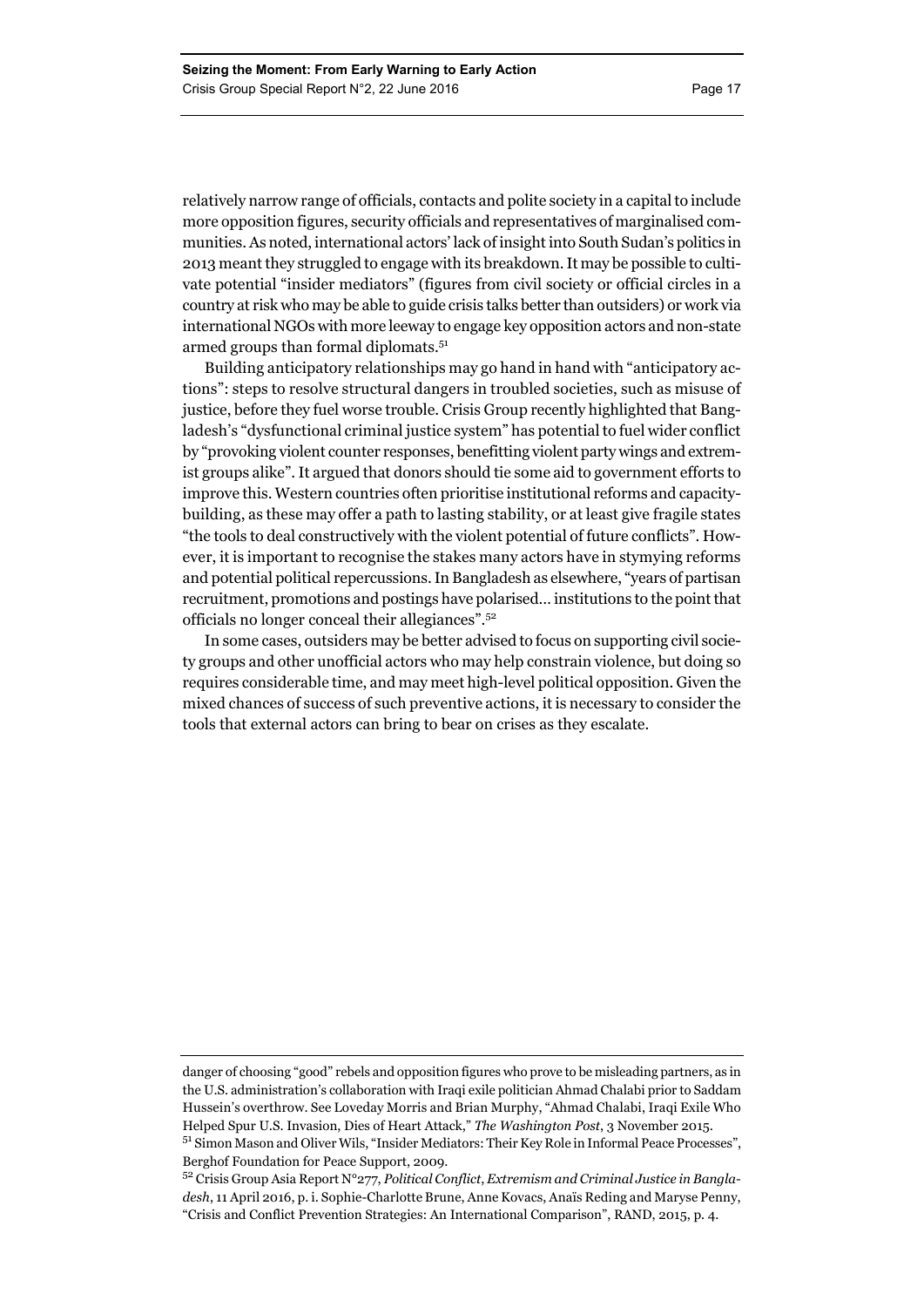relatively narrow range of officials, contacts and polite society in a capital to include more opposition figures, security officials and representatives of marginalised communities. As noted, international actors' lack of insight into South Sudan's politics in 2013 meant they struggled to engage with its breakdown. It may be possible to cultivate potential "insider mediators" (figures from civil society or official circles in a country at risk who may be able to guide crisis talks better than outsiders) or work via international NGOs with more leeway to engage key opposition actors and non-state armed groups than formal diplomats.[51]

Building anticipatory relationships may go hand in hand with "anticipatory actions": steps to resolve structural dangers in troubled societies, such as misuse of justice, before they fuel worse trouble. Crisis Group recently highlighted that Bangladesh's "dysfunctional criminal justice system" has potential to fuel wider conflict by "provoking violent counter responses, benefitting violent party wings and extremist groups alike". It argued that donors should tie some aid to government efforts to improve this. Western countries often prioritise institutional reforms and capacity-building, as these may offer a path to lasting stability, or at least give fragile states "the tools to deal constructively with the violent potential of future conflicts". However, it is important to recognise the stakes many actors have in stymying reforms and potential political repercussions. In Bangladesh as elsewhere, "years of partisan recruitment, promotions and postings have polarised… institutions to the point that officials no longer conceal their allegiances".[52]

In some cases, outsiders may be better advised to focus on supporting civil society groups and other unofficial actors who may help constrain violence, but doing so requires considerable time, and may meet high-level political opposition. Given the mixed chances of success of such preventive actions, it is necessary to consider the tools that external actors can bring to bear on crises as they escalate.

---

danger of choosing "good" rebels and opposition figures who prove to be misleading partners, as in the U.S. administration's collaboration with Iraqi exile politician Ahmad Chalabi prior to Saddam Hussein's overthrow. See Loveday Morris and Brian Murphy, "Ahmad Chalabi, Iraqi Exile Who Helped Spur U.S. Invasion, Dies of Heart Attack," *The Washington Post*, 3 November 2015.

[51] Simon Mason and Oliver Wils, "Insider Mediators: Their Key Role in Informal Peace Processes", Berghof Foundation for Peace Support, 2009.

[52] Crisis Group Asia Report N°277, *Political Conflict, Extremism and Criminal Justice in Bangladesh*, 11 April 2016, p. i. Sophie-Charlotte Brune, Anne Kovacs, Anaïs Reding and Maryse Penny, "Crisis and Conflict Prevention Strategies: An International Comparison", RAND, 2015, p. 4.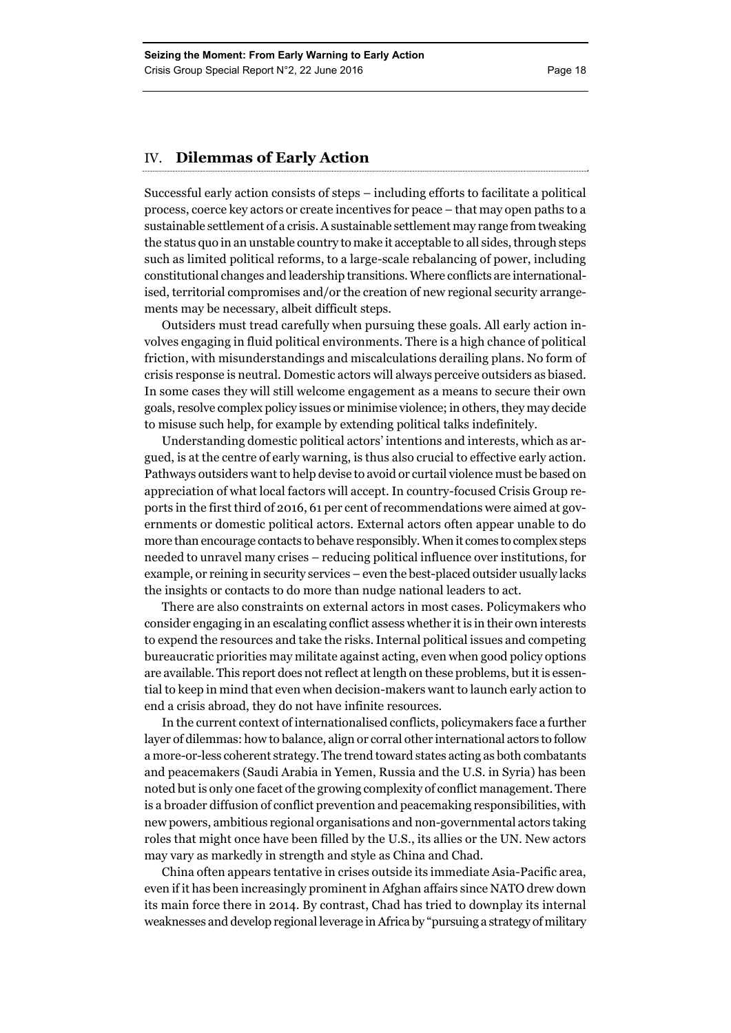## IV. Dilemmas of Early Action

Successful early action consists of steps – including efforts to facilitate a political process, coerce key actors or create incentives for peace – that may open paths to a sustainable settlement of a crisis. A sustainable settlement may range from tweaking the status quo in an unstable country to make it acceptable to all sides, through steps such as limited political reforms, to a large-scale rebalancing of power, including constitutional changes and leadership transitions. Where conflicts are internationalised, territorial compromises and/or the creation of new regional security arrangements may be necessary, albeit difficult steps.

Outsiders must tread carefully when pursuing these goals. All early action involves engaging in fluid political environments. There is a high chance of political friction, with misunderstandings and miscalculations derailing plans. No form of crisis response is neutral. Domestic actors will always perceive outsiders as biased. In some cases they will still welcome engagement as a means to secure their own goals, resolve complex policy issues or minimise violence; in others, they may decide to misuse such help, for example by extending political talks indefinitely.

Understanding domestic political actors' intentions and interests, which as argued, is at the centre of early warning, is thus also crucial to effective early action. Pathways outsiders want to help devise to avoid or curtail violence must be based on appreciation of what local factors will accept. In country-focused Crisis Group reports in the first third of 2016, 61 per cent of recommendations were aimed at governments or domestic political actors. External actors often appear unable to do more than encourage contacts to behave responsibly. When it comes to complex steps needed to unravel many crises – reducing political influence over institutions, for example, or reining in security services – even the best-placed outsider usually lacks the insights or contacts to do more than nudge national leaders to act.

There are also constraints on external actors in most cases. Policymakers who consider engaging in an escalating conflict assess whether it is in their own interests to expend the resources and take the risks. Internal political issues and competing bureaucratic priorities may militate against acting, even when good policy options are available. This report does not reflect at length on these problems, but it is essential to keep in mind that even when decision-makers want to launch early action to end a crisis abroad, they do not have infinite resources.

In the current context of internationalised conflicts, policymakers face a further layer of dilemmas: how to balance, align or corral other international actors to follow a more-or-less coherent strategy. The trend toward states acting as both combatants and peacemakers (Saudi Arabia in Yemen, Russia and the U.S. in Syria) has been noted but is only one facet of the growing complexity of conflict management. There is a broader diffusion of conflict prevention and peacemaking responsibilities, with new powers, ambitious regional organisations and non-governmental actors taking roles that might once have been filled by the U.S., its allies or the UN. New actors may vary as markedly in strength and style as China and Chad.

China often appears tentative in crises outside its immediate Asia-Pacific area, even if it has been increasingly prominent in Afghan affairs since NATO drew down its main force there in 2014. By contrast, Chad has tried to downplay its internal weaknesses and develop regional leverage in Africa by "pursuing a strategy of military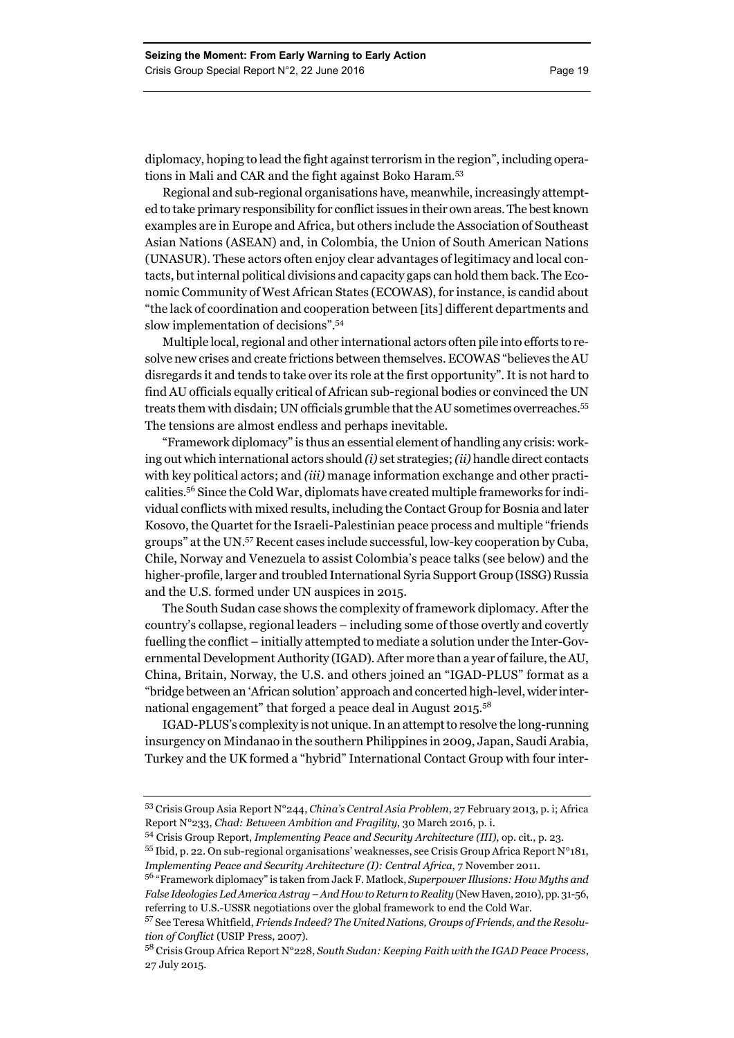diplomacy, hoping to lead the fight against terrorism in the region", including operations in Mali and CAR and the fight against Boko Haram.[53]

Regional and sub-regional organisations have, meanwhile, increasingly attempted to take primary responsibility for conflict issues in their own areas. The best known examples are in Europe and Africa, but others include the Association of Southeast Asian Nations (ASEAN) and, in Colombia, the Union of South American Nations (UNASUR). These actors often enjoy clear advantages of legitimacy and local contacts, but internal political divisions and capacity gaps can hold them back. The Economic Community of West African States (ECOWAS), for instance, is candid about "the lack of coordination and cooperation between [its] different departments and slow implementation of decisions".[54]

Multiple local, regional and other international actors often pile into efforts to resolve new crises and create frictions between themselves. ECOWAS "believes the AU disregards it and tends to take over its role at the first opportunity". It is not hard to find AU officials equally critical of African sub-regional bodies or convinced the UN treats them with disdain; UN officials grumble that the AU sometimes overreaches.[55] The tensions are almost endless and perhaps inevitable.

"Framework diplomacy" is thus an essential element of handling any crisis: working out which international actors should *(i)* set strategies; *(ii)* handle direct contacts with key political actors; and *(iii)* manage information exchange and other practicalities.[56] Since the Cold War, diplomats have created multiple frameworks for individual conflicts with mixed results, including the Contact Group for Bosnia and later Kosovo, the Quartet for the Israeli-Palestinian peace process and multiple "friends groups" at the UN.[57] Recent cases include successful, low-key cooperation by Cuba, Chile, Norway and Venezuela to assist Colombia's peace talks (see below) and the higher-profile, larger and troubled International Syria Support Group (ISSG) Russia and the U.S. formed under UN auspices in 2015.

The South Sudan case shows the complexity of framework diplomacy. After the country's collapse, regional leaders – including some of those overtly and covertly fuelling the conflict – initially attempted to mediate a solution under the Inter-Governmental Development Authority (IGAD). After more than a year of failure, the AU, China, Britain, Norway, the U.S. and others joined an "IGAD-PLUS" format as a "bridge between an 'African solution' approach and concerted high-level, wider international engagement" that forged a peace deal in August 2015.[58]

IGAD-PLUS's complexity is not unique. In an attempt to resolve the long-running insurgency on Mindanao in the southern Philippines in 2009, Japan, Saudi Arabia, Turkey and the UK formed a "hybrid" International Contact Group with four inter-

---

[53] Crisis Group Asia Report N°244, *China's Central Asia Problem*, 27 February 2013, p. i; Africa Report N°233, *Chad: Between Ambition and Fragility*, 30 March 2016, p. i.

[54] Crisis Group Report, *Implementing Peace and Security Architecture (III)*, op. cit., p. 23.

[55] Ibid, p. 22. On sub-regional organisations' weaknesses, see Crisis Group Africa Report N°181, *Implementing Peace and Security Architecture (I): Central Africa*, 7 November 2011.

[56] "Framework diplomacy" is taken from Jack F. Matlock, *Superpower Illusions: How Myths and False Ideologies Led America Astray – And How to Return to Reality* (New Haven, 2010), pp. 31-56, referring to U.S.-USSR negotiations over the global framework to end the Cold War.

[57] See Teresa Whitfield, *Friends Indeed? The United Nations, Groups of Friends, and the Resolution of Conflict* (USIP Press, 2007).

[58] Crisis Group Africa Report N°228, *South Sudan: Keeping Faith with the IGAD Peace Process*, 27 July 2015.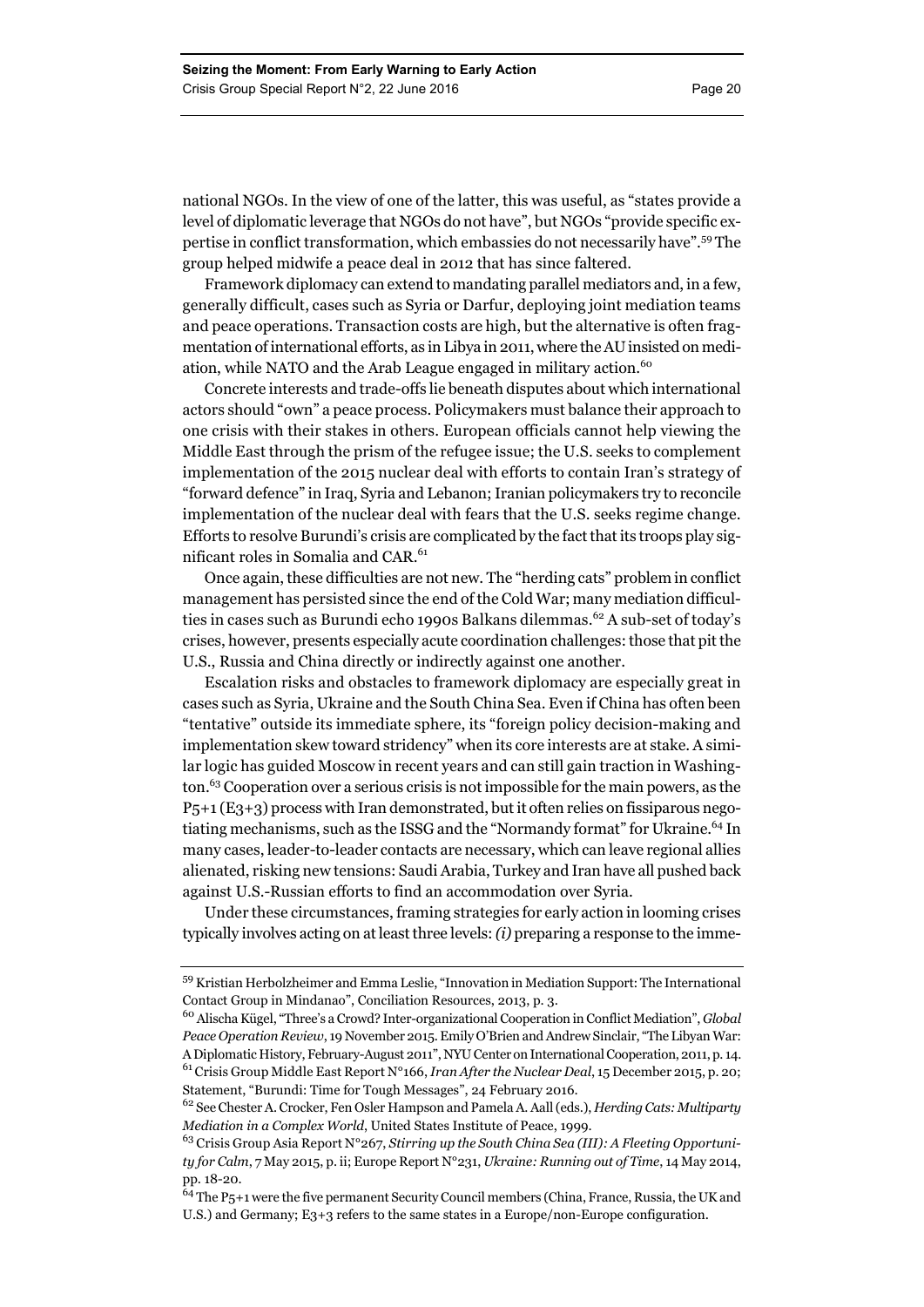national NGOs. In the view of one of the latter, this was useful, as "states provide a level of diplomatic leverage that NGOs do not have", but NGOs "provide specific expertise in conflict transformation, which embassies do not necessarily have".[59] The group helped midwife a peace deal in 2012 that has since faltered.

Framework diplomacy can extend to mandating parallel mediators and, in a few, generally difficult, cases such as Syria or Darfur, deploying joint mediation teams and peace operations. Transaction costs are high, but the alternative is often fragmentation of international efforts, as in Libya in 2011, where the AU insisted on mediation, while NATO and the Arab League engaged in military action.[60]

Concrete interests and trade-offs lie beneath disputes about which international actors should "own" a peace process. Policymakers must balance their approach to one crisis with their stakes in others. European officials cannot help viewing the Middle East through the prism of the refugee issue; the U.S. seeks to complement implementation of the 2015 nuclear deal with efforts to contain Iran's strategy of "forward defence" in Iraq, Syria and Lebanon; Iranian policymakers try to reconcile implementation of the nuclear deal with fears that the U.S. seeks regime change. Efforts to resolve Burundi's crisis are complicated by the fact that its troops play significant roles in Somalia and CAR.[61]

Once again, these difficulties are not new. The "herding cats" problem in conflict management has persisted since the end of the Cold War; many mediation difficulties in cases such as Burundi echo 1990s Balkans dilemmas.[62] A sub-set of today's crises, however, presents especially acute coordination challenges: those that pit the U.S., Russia and China directly or indirectly against one another.

Escalation risks and obstacles to framework diplomacy are especially great in cases such as Syria, Ukraine and the South China Sea. Even if China has often been "tentative" outside its immediate sphere, its "foreign policy decision-making and implementation skew toward stridency" when its core interests are at stake. A similar logic has guided Moscow in recent years and can still gain traction in Washington.[63] Cooperation over a serious crisis is not impossible for the main powers, as the P5+1 (E3+3) process with Iran demonstrated, but it often relies on fissiparous negotiating mechanisms, such as the ISSG and the "Normandy format" for Ukraine.[64] In many cases, leader-to-leader contacts are necessary, which can leave regional allies alienated, risking new tensions: Saudi Arabia, Turkey and Iran have all pushed back against U.S.-Russian efforts to find an accommodation over Syria.

Under these circumstances, framing strategies for early action in looming crises typically involves acting on at least three levels: *(i)* preparing a response to the imme-

---

[59] Kristian Herbolzheimer and Emma Leslie, "Innovation in Mediation Support: The International Contact Group in Mindanao", Conciliation Resources, 2013, p. 3.

[60] Alischa Kügel, "Three's a Crowd? Inter-organizational Cooperation in Conflict Mediation", *Global Peace Operation Review*, 19 November 2015. Emily O'Brien and Andrew Sinclair, "The Libyan War: A Diplomatic History, February-August 2011", NYU Center on International Cooperation, 2011, p. 14.

[61] Crisis Group Middle East Report N°166, *Iran After the Nuclear Deal*, 15 December 2015, p. 20; Statement, "Burundi: Time for Tough Messages", 24 February 2016.

[62] See Chester A. Crocker, Fen Osler Hampson and Pamela A. Aall (eds.), *Herding Cats: Multiparty Mediation in a Complex World*, United States Institute of Peace, 1999.

[63] Crisis Group Asia Report N°267, *Stirring up the South China Sea (III): A Fleeting Opportunity for Calm*, 7 May 2015, p. ii; Europe Report N°231, *Ukraine: Running out of Time*, 14 May 2014, pp. 18-20.

[64] The P5+1 were the five permanent Security Council members (China, France, Russia, the UK and U.S.) and Germany; E3+3 refers to the same states in a Europe/non-Europe configuration.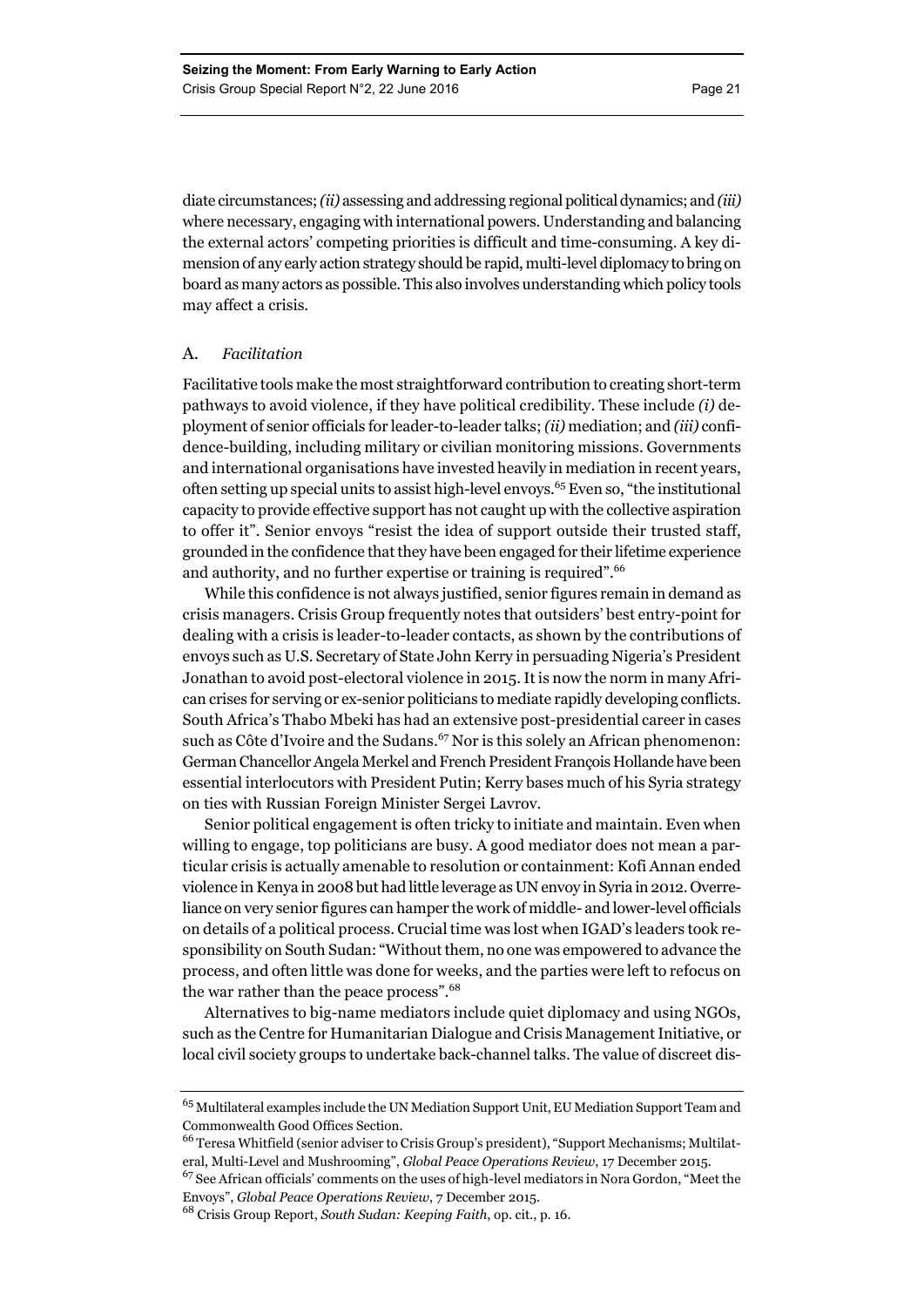diate circumstances; *(ii)* assessing and addressing regional political dynamics; and *(iii)* where necessary, engaging with international powers. Understanding and balancing the external actors' competing priorities is difficult and time-consuming. A key dimension of any early action strategy should be rapid, multi-level diplomacy to bring on board as many actors as possible. This also involves understanding which policy tools may affect a crisis.

### A. *Facilitation*

Facilitative tools make the most straightforward contribution to creating short-term pathways to avoid violence, if they have political credibility. These include *(i)* deployment of senior officials for leader-to-leader talks; *(ii)* mediation; and *(iii)* confidence-building, including military or civilian monitoring missions. Governments and international organisations have invested heavily in mediation in recent years, often setting up special units to assist high-level envoys.[65] Even so, "the institutional capacity to provide effective support has not caught up with the collective aspiration to offer it". Senior envoys "resist the idea of support outside their trusted staff, grounded in the confidence that they have been engaged for their lifetime experience and authority, and no further expertise or training is required".[66]

While this confidence is not always justified, senior figures remain in demand as crisis managers. Crisis Group frequently notes that outsiders' best entry-point for dealing with a crisis is leader-to-leader contacts, as shown by the contributions of envoys such as U.S. Secretary of State John Kerry in persuading Nigeria's President Jonathan to avoid post-electoral violence in 2015. It is now the norm in many African crises for serving or ex-senior politicians to mediate rapidly developing conflicts. South Africa's Thabo Mbeki has had an extensive post-presidential career in cases such as Côte d'Ivoire and the Sudans.[67] Nor is this solely an African phenomenon: German Chancellor Angela Merkel and French President François Hollande have been essential interlocutors with President Putin; Kerry bases much of his Syria strategy on ties with Russian Foreign Minister Sergei Lavrov.

Senior political engagement is often tricky to initiate and maintain. Even when willing to engage, top politicians are busy. A good mediator does not mean a particular crisis is actually amenable to resolution or containment: Kofi Annan ended violence in Kenya in 2008 but had little leverage as UN envoy in Syria in 2012. Overreliance on very senior figures can hamper the work of middle- and lower-level officials on details of a political process. Crucial time was lost when IGAD's leaders took responsibility on South Sudan: "Without them, no one was empowered to advance the process, and often little was done for weeks, and the parties were left to refocus on the war rather than the peace process".[68]

Alternatives to big-name mediators include quiet diplomacy and using NGOs, such as the Centre for Humanitarian Dialogue and Crisis Management Initiative, or local civil society groups to undertake back-channel talks. The value of discreet dis-

---

[65] Multilateral examples include the UN Mediation Support Unit, EU Mediation Support Team and Commonwealth Good Offices Section.

[66] Teresa Whitfield (senior adviser to Crisis Group's president), "Support Mechanisms; Multilateral, Multi-Level and Mushrooming", *Global Peace Operations Review*, 17 December 2015.

[67] See African officials' comments on the uses of high-level mediators in Nora Gordon, "Meet the Envoys", *Global Peace Operations Review*, 7 December 2015.

[68] Crisis Group Report, *South Sudan: Keeping Faith*, op. cit., p. 16.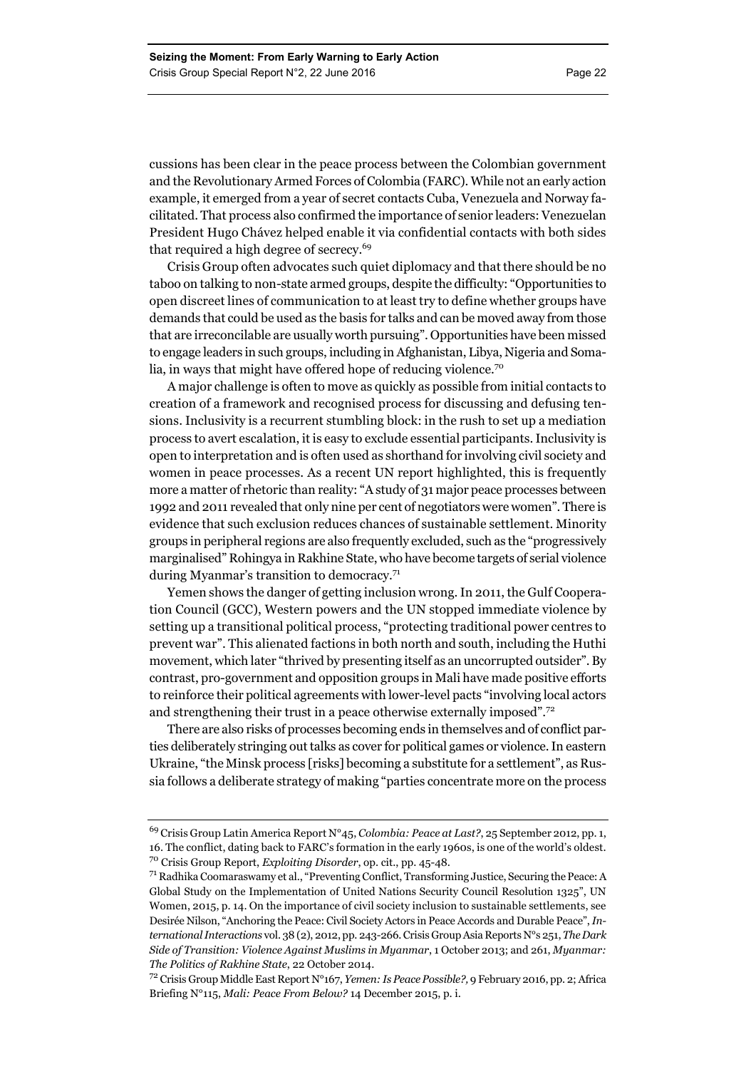cussions has been clear in the peace process between the Colombian government and the Revolutionary Armed Forces of Colombia (FARC). While not an early action example, it emerged from a year of secret contacts Cuba, Venezuela and Norway facilitated. That process also confirmed the importance of senior leaders: Venezuelan President Hugo Chávez helped enable it via confidential contacts with both sides that required a high degree of secrecy.[69]

Crisis Group often advocates such quiet diplomacy and that there should be no taboo on talking to non-state armed groups, despite the difficulty: "Opportunities to open discreet lines of communication to at least try to define whether groups have demands that could be used as the basis for talks and can be moved away from those that are irreconcilable are usually worth pursuing". Opportunities have been missed to engage leaders in such groups, including in Afghanistan, Libya, Nigeria and Somalia, in ways that might have offered hope of reducing violence.[70]

A major challenge is often to move as quickly as possible from initial contacts to creation of a framework and recognised process for discussing and defusing tensions. Inclusivity is a recurrent stumbling block: in the rush to set up a mediation process to avert escalation, it is easy to exclude essential participants. Inclusivity is open to interpretation and is often used as shorthand for involving civil society and women in peace processes. As a recent UN report highlighted, this is frequently more a matter of rhetoric than reality: "A study of 31 major peace processes between 1992 and 2011 revealed that only nine per cent of negotiators were women". There is evidence that such exclusion reduces chances of sustainable settlement. Minority groups in peripheral regions are also frequently excluded, such as the "progressively marginalised" Rohingya in Rakhine State, who have become targets of serial violence during Myanmar's transition to democracy.[71]

Yemen shows the danger of getting inclusion wrong. In 2011, the Gulf Cooperation Council (GCC), Western powers and the UN stopped immediate violence by setting up a transitional political process, "protecting traditional power centres to prevent war". This alienated factions in both north and south, including the Huthi movement, which later "thrived by presenting itself as an uncorrupted outsider". By contrast, pro-government and opposition groups in Mali have made positive efforts to reinforce their political agreements with lower-level pacts "involving local actors and strengthening their trust in a peace otherwise externally imposed".[72]

There are also risks of processes becoming ends in themselves and of conflict parties deliberately stringing out talks as cover for political games or violence. In eastern Ukraine, "the Minsk process [risks] becoming a substitute for a settlement", as Russia follows a deliberate strategy of making "parties concentrate more on the process

---

[69] Crisis Group Latin America Report N°45, *Colombia: Peace at Last?*, 25 September 2012, pp. 1, 16. The conflict, dating back to FARC's formation in the early 1960s, is one of the world's oldest.

[70] Crisis Group Report, *Exploiting Disorder*, op. cit., pp. 45-48.

[71] Radhika Coomaraswamy et al., "Preventing Conflict, Transforming Justice, Securing the Peace: A Global Study on the Implementation of United Nations Security Council Resolution 1325", UN Women, 2015, p. 14. On the importance of civil society inclusion to sustainable settlements, see Desirée Nilson, "Anchoring the Peace: Civil Society Actors in Peace Accords and Durable Peace", *International Interactions* vol. 38 (2), 2012, pp. 243-266. Crisis Group Asia Reports N°s 251, *The Dark Side of Transition: Violence Against Muslims in Myanmar*, 1 October 2013; and 261, *Myanmar: The Politics of Rakhine State*, 22 October 2014.

[72] Crisis Group Middle East Report N°167, *Yemen: Is Peace Possible?*, 9 February 2016, pp. 2; Africa Briefing N°115, *Mali: Peace From Below?* 14 December 2015, p. i.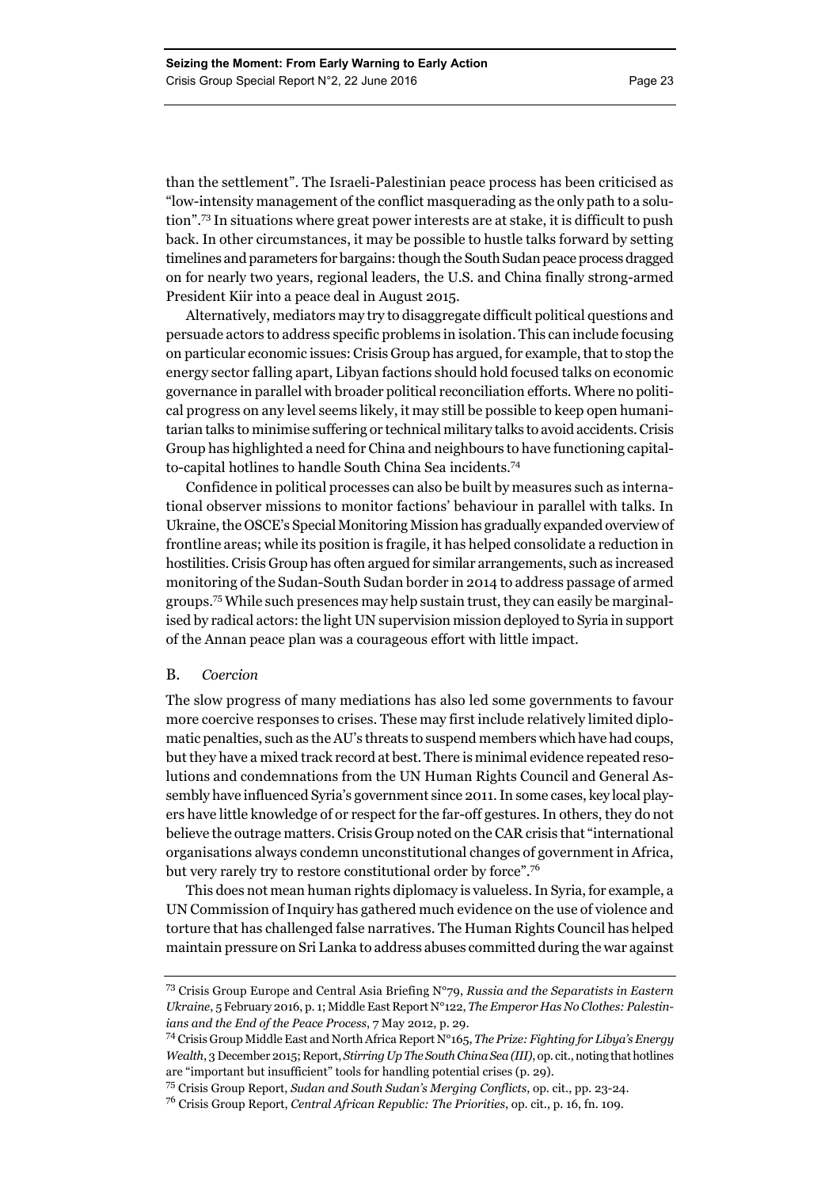than the settlement". The Israeli-Palestinian peace process has been criticised as "low-intensity management of the conflict masquerading as the only path to a solution".[73] In situations where great power interests are at stake, it is difficult to push back. In other circumstances, it may be possible to hustle talks forward by setting timelines and parameters for bargains: though the South Sudan peace process dragged on for nearly two years, regional leaders, the U.S. and China finally strong-armed President Kiir into a peace deal in August 2015.

Alternatively, mediators may try to disaggregate difficult political questions and persuade actors to address specific problems in isolation. This can include focusing on particular economic issues: Crisis Group has argued, for example, that to stop the energy sector falling apart, Libyan factions should hold focused talks on economic governance in parallel with broader political reconciliation efforts. Where no political progress on any level seems likely, it may still be possible to keep open humanitarian talks to minimise suffering or technical military talks to avoid accidents. Crisis Group has highlighted a need for China and neighbours to have functioning capital-to-capital hotlines to handle South China Sea incidents.[74]

Confidence in political processes can also be built by measures such as international observer missions to monitor factions' behaviour in parallel with talks. In Ukraine, the OSCE's Special Monitoring Mission has gradually expanded overview of frontline areas; while its position is fragile, it has helped consolidate a reduction in hostilities. Crisis Group has often argued for similar arrangements, such as increased monitoring of the Sudan-South Sudan border in 2014 to address passage of armed groups.[75] While such presences may help sustain trust, they can easily be marginalised by radical actors: the light UN supervision mission deployed to Syria in support of the Annan peace plan was a courageous effort with little impact.

### B. *Coercion*

The slow progress of many mediations has also led some governments to favour more coercive responses to crises. These may first include relatively limited diplomatic penalties, such as the AU's threats to suspend members which have had coups, but they have a mixed track record at best. There is minimal evidence repeated resolutions and condemnations from the UN Human Rights Council and General Assembly have influenced Syria's government since 2011. In some cases, key local players have little knowledge of or respect for the far-off gestures. In others, they do not believe the outrage matters. Crisis Group noted on the CAR crisis that "international organisations always condemn unconstitutional changes of government in Africa, but very rarely try to restore constitutional order by force".[76]

This does not mean human rights diplomacy is valueless. In Syria, for example, a UN Commission of Inquiry has gathered much evidence on the use of violence and torture that has challenged false narratives. The Human Rights Council has helped maintain pressure on Sri Lanka to address abuses committed during the war against

---

[73] Crisis Group Europe and Central Asia Briefing N°79, *Russia and the Separatists in Eastern Ukraine*, 5 February 2016, p. 1; Middle East Report N°122, *The Emperor Has No Clothes: Palestinians and the End of the Peace Process*, 7 May 2012, p. 29.

[74] Crisis Group Middle East and North Africa Report N°165, *The Prize: Fighting for Libya's Energy Wealth*, 3 December 2015; Report, *Stirring Up The South China Sea (III)*, op. cit., noting that hotlines are "important but insufficient" tools for handling potential crises (p. 29).

[75] Crisis Group Report, *Sudan and South Sudan's Merging Conflicts*, op. cit., pp. 23-24.

[76] Crisis Group Report, *Central African Republic: The Priorities*, op. cit., p. 16, fn. 109.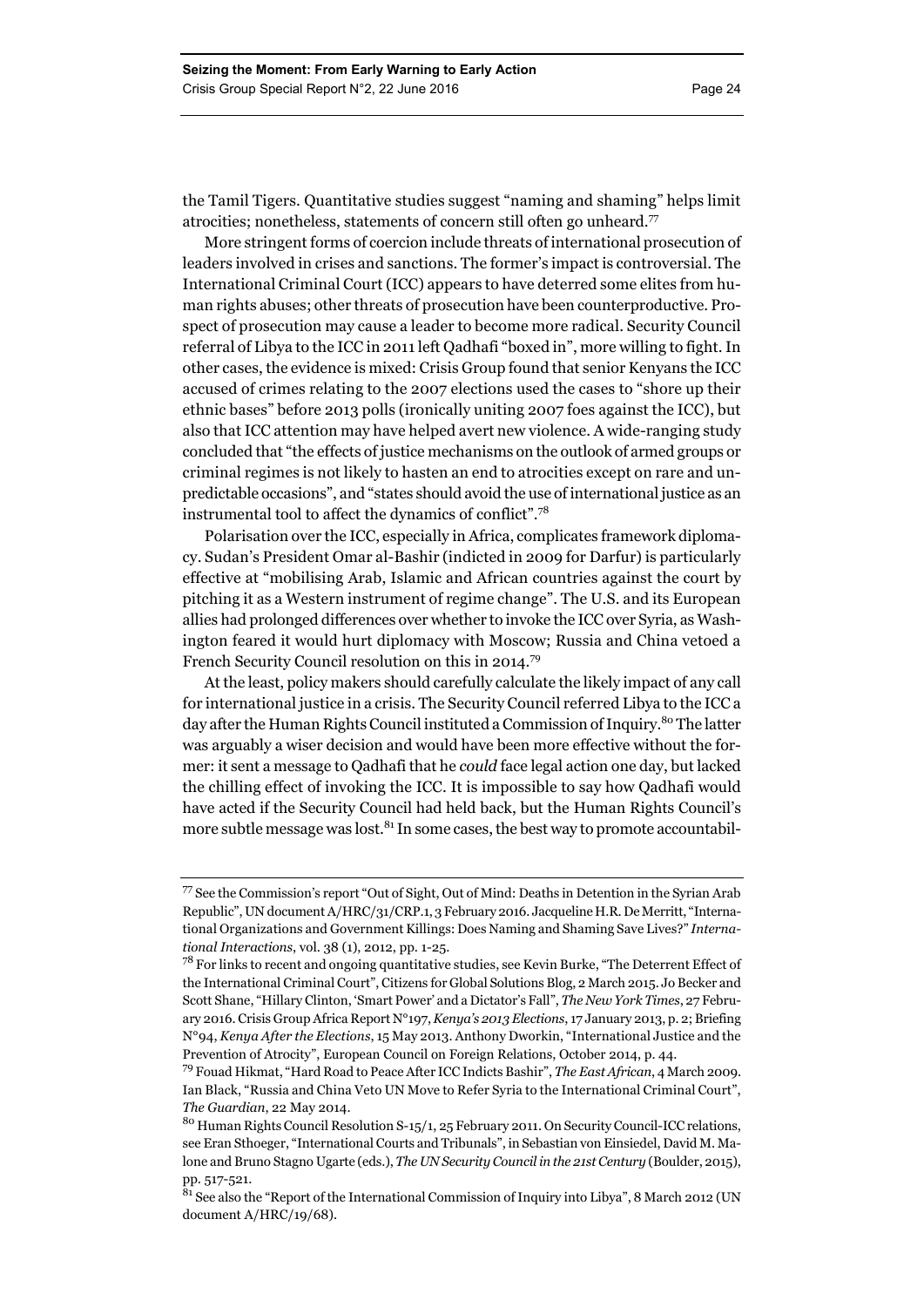the Tamil Tigers. Quantitative studies suggest "naming and shaming" helps limit atrocities; nonetheless, statements of concern still often go unheard.[77]

More stringent forms of coercion include threats of international prosecution of leaders involved in crises and sanctions. The former's impact is controversial. The International Criminal Court (ICC) appears to have deterred some elites from human rights abuses; other threats of prosecution have been counterproductive. Prospect of prosecution may cause a leader to become more radical. Security Council referral of Libya to the ICC in 2011 left Qadhafi "boxed in", more willing to fight. In other cases, the evidence is mixed: Crisis Group found that senior Kenyans the ICC accused of crimes relating to the 2007 elections used the cases to "shore up their ethnic bases" before 2013 polls (ironically uniting 2007 foes against the ICC), but also that ICC attention may have helped avert new violence. A wide-ranging study concluded that "the effects of justice mechanisms on the outlook of armed groups or criminal regimes is not likely to hasten an end to atrocities except on rare and unpredictable occasions", and "states should avoid the use of international justice as an instrumental tool to affect the dynamics of conflict".[78]

Polarisation over the ICC, especially in Africa, complicates framework diplomacy. Sudan's President Omar al-Bashir (indicted in 2009 for Darfur) is particularly effective at "mobilising Arab, Islamic and African countries against the court by pitching it as a Western instrument of regime change". The U.S. and its European allies had prolonged differences over whether to invoke the ICC over Syria, as Washington feared it would hurt diplomacy with Moscow; Russia and China vetoed a French Security Council resolution on this in 2014.[79]

At the least, policy makers should carefully calculate the likely impact of any call for international justice in a crisis. The Security Council referred Libya to the ICC a day after the Human Rights Council instituted a Commission of Inquiry.[80] The latter was arguably a wiser decision and would have been more effective without the former: it sent a message to Qadhafi that he *could* face legal action one day, but lacked the chilling effect of invoking the ICC. It is impossible to say how Qadhafi would have acted if the Security Council had held back, but the Human Rights Council's more subtle message was lost.[81] In some cases, the best way to promote accountabil-

---

[77] See the Commission's report "Out of Sight, Out of Mind: Deaths in Detention in the Syrian Arab Republic", UN document A/HRC/31/CRP.1, 3 February 2016. Jacqueline H.R. De Merritt, "International Organizations and Government Killings: Does Naming and Shaming Save Lives?" *International Interactions*, vol. 38 (1), 2012, pp. 1-25.

[78] For links to recent and ongoing quantitative studies, see Kevin Burke, "The Deterrent Effect of the International Criminal Court", Citizens for Global Solutions Blog, 2 March 2015. Jo Becker and Scott Shane, "Hillary Clinton, 'Smart Power' and a Dictator's Fall", *The New York Times*, 27 February 2016. Crisis Group Africa Report N°197, *Kenya's 2013 Elections*, 17 January 2013, p. 2; Briefing N°94, *Kenya After the Elections*, 15 May 2013. Anthony Dworkin, "International Justice and the Prevention of Atrocity", European Council on Foreign Relations, October 2014, p. 44.

[79] Fouad Hikmat, "Hard Road to Peace After ICC Indicts Bashir", *The East African*, 4 March 2009. Ian Black, "Russia and China Veto UN Move to Refer Syria to the International Criminal Court", *The Guardian*, 22 May 2014.

[80] Human Rights Council Resolution S-15/1, 25 February 2011. On Security Council-ICC relations, see Eran Sthoeger, "International Courts and Tribunals", in Sebastian von Einsiedel, David M. Malone and Bruno Stagno Ugarte (eds.), *The UN Security Council in the 21st Century* (Boulder, 2015), pp. 517-521.

[81] See also the "Report of the International Commission of Inquiry into Libya", 8 March 2012 (UN document A/HRC/19/68).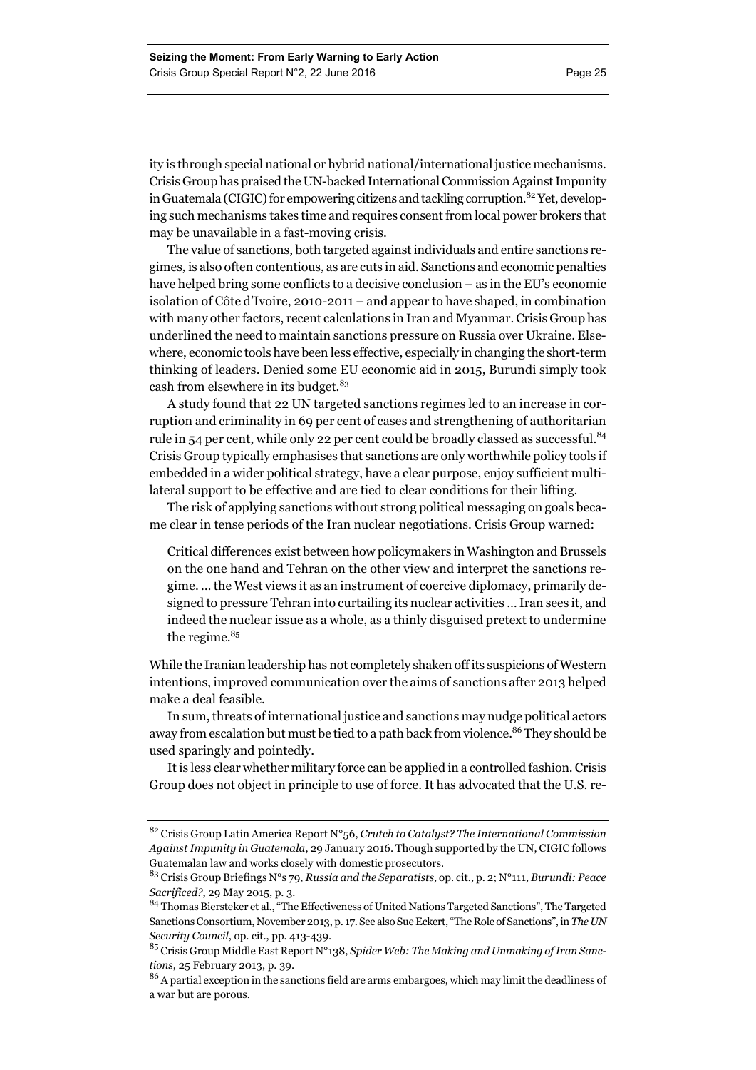ity is through special national or hybrid national/international justice mechanisms. Crisis Group has praised the UN-backed International Commission Against Impunity in Guatemala (CIGIC) for empowering citizens and tackling corruption.[82] Yet, developing such mechanisms takes time and requires consent from local power brokers that may be unavailable in a fast-moving crisis.

The value of sanctions, both targeted against individuals and entire sanctions regimes, is also often contentious, as are cuts in aid. Sanctions and economic penalties have helped bring some conflicts to a decisive conclusion – as in the EU's economic isolation of Côte d'Ivoire, 2010-2011 – and appear to have shaped, in combination with many other factors, recent calculations in Iran and Myanmar. Crisis Group has underlined the need to maintain sanctions pressure on Russia over Ukraine. Elsewhere, economic tools have been less effective, especially in changing the short-term thinking of leaders. Denied some EU economic aid in 2015, Burundi simply took cash from elsewhere in its budget.[83]

A study found that 22 UN targeted sanctions regimes led to an increase in corruption and criminality in 69 per cent of cases and strengthening of authoritarian rule in 54 per cent, while only 22 per cent could be broadly classed as successful.[84] Crisis Group typically emphasises that sanctions are only worthwhile policy tools if embedded in a wider political strategy, have a clear purpose, enjoy sufficient multilateral support to be effective and are tied to clear conditions for their lifting.

The risk of applying sanctions without strong political messaging on goals became clear in tense periods of the Iran nuclear negotiations. Crisis Group warned:

> Critical differences exist between how policymakers in Washington and Brussels on the one hand and Tehran on the other view and interpret the sanctions regime. … the West views it as an instrument of coercive diplomacy, primarily designed to pressure Tehran into curtailing its nuclear activities … Iran sees it, and indeed the nuclear issue as a whole, as a thinly disguised pretext to undermine the regime.[85]

While the Iranian leadership has not completely shaken off its suspicions of Western intentions, improved communication over the aims of sanctions after 2013 helped make a deal feasible.

In sum, threats of international justice and sanctions may nudge political actors away from escalation but must be tied to a path back from violence.[86] They should be used sparingly and pointedly.

It is less clear whether military force can be applied in a controlled fashion. Crisis Group does not object in principle to use of force. It has advocated that the U.S. re-

---

[82] Crisis Group Latin America Report N°56, *Crutch to Catalyst? The International Commission Against Impunity in Guatemala*, 29 January 2016. Though supported by the UN, CIGIC follows Guatemalan law and works closely with domestic prosecutors.

[83] Crisis Group Briefings N°s 79, *Russia and the Separatists*, op. cit., p. 2; N°111, *Burundi: Peace Sacrificed?*, 29 May 2015, p. 3.

[84] Thomas Biersteker et al., "The Effectiveness of United Nations Targeted Sanctions", The Targeted Sanctions Consortium, November 2013, p. 17. See also Sue Eckert, "The Role of Sanctions", in *The UN Security Council*, op. cit., pp. 413-439.

[85] Crisis Group Middle East Report N°138, *Spider Web: The Making and Unmaking of Iran Sanctions*, 25 February 2013, p. 39.

[86] A partial exception in the sanctions field are arms embargoes, which may limit the deadliness of a war but are porous.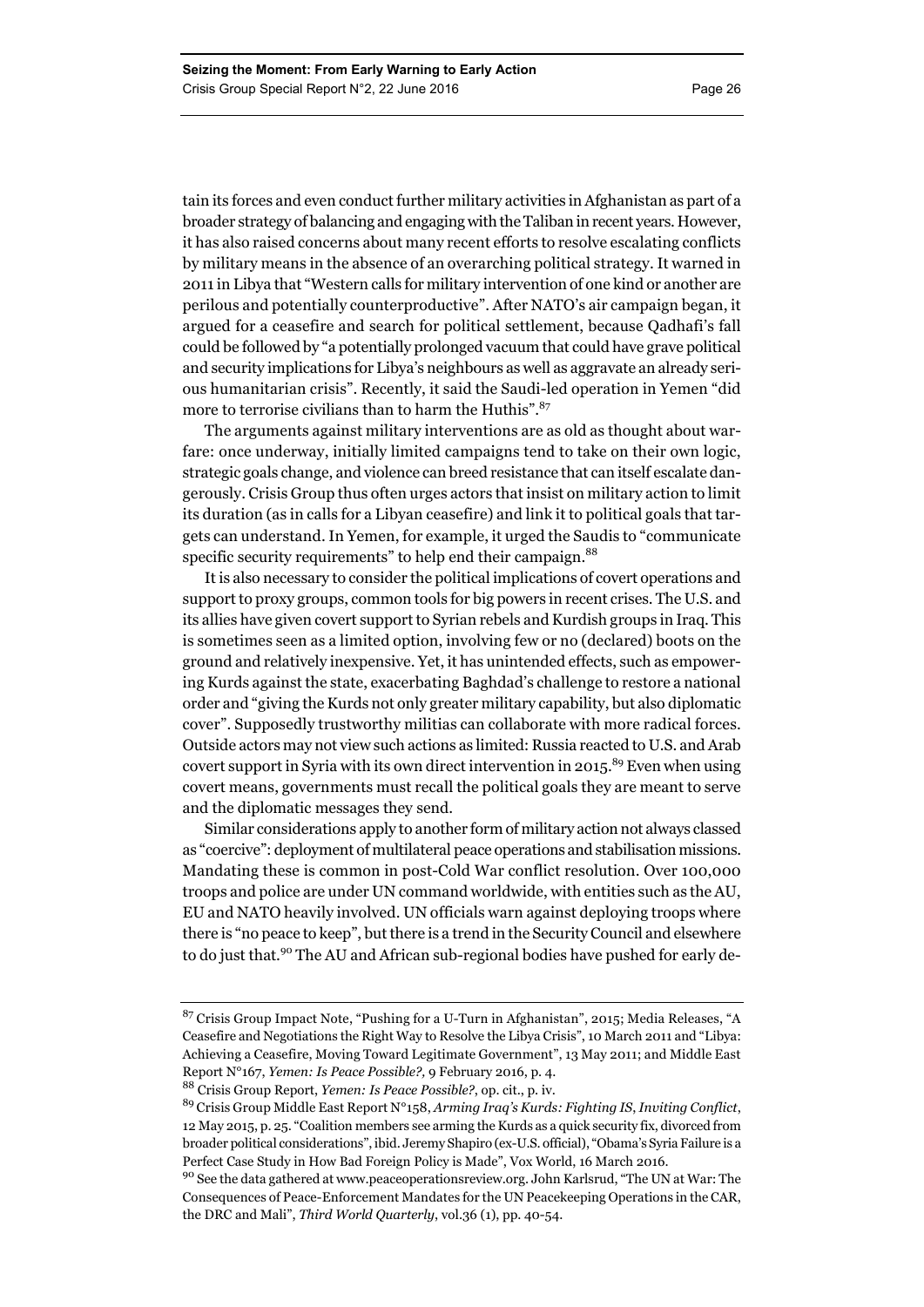tain its forces and even conduct further military activities in Afghanistan as part of a broader strategy of balancing and engaging with the Taliban in recent years. However, it has also raised concerns about many recent efforts to resolve escalating conflicts by military means in the absence of an overarching political strategy. It warned in 2011 in Libya that "Western calls for military intervention of one kind or another are perilous and potentially counterproductive". After NATO's air campaign began, it argued for a ceasefire and search for political settlement, because Qadhafi's fall could be followed by "a potentially prolonged vacuum that could have grave political and security implications for Libya's neighbours as well as aggravate an already serious humanitarian crisis". Recently, it said the Saudi-led operation in Yemen "did more to terrorise civilians than to harm the Huthis".[87]

The arguments against military interventions are as old as thought about warfare: once underway, initially limited campaigns tend to take on their own logic, strategic goals change, and violence can breed resistance that can itself escalate dangerously. Crisis Group thus often urges actors that insist on military action to limit its duration (as in calls for a Libyan ceasefire) and link it to political goals that targets can understand. In Yemen, for example, it urged the Saudis to "communicate specific security requirements" to help end their campaign.[88]

It is also necessary to consider the political implications of covert operations and support to proxy groups, common tools for big powers in recent crises. The U.S. and its allies have given covert support to Syrian rebels and Kurdish groups in Iraq. This is sometimes seen as a limited option, involving few or no (declared) boots on the ground and relatively inexpensive. Yet, it has unintended effects, such as empowering Kurds against the state, exacerbating Baghdad's challenge to restore a national order and "giving the Kurds not only greater military capability, but also diplomatic cover". Supposedly trustworthy militias can collaborate with more radical forces. Outside actors may not view such actions as limited: Russia reacted to U.S. and Arab covert support in Syria with its own direct intervention in 2015.[89] Even when using covert means, governments must recall the political goals they are meant to serve and the diplomatic messages they send.

Similar considerations apply to another form of military action not always classed as "coercive": deployment of multilateral peace operations and stabilisation missions. Mandating these is common in post-Cold War conflict resolution. Over 100,000 troops and police are under UN command worldwide, with entities such as the AU, EU and NATO heavily involved. UN officials warn against deploying troops where there is "no peace to keep", but there is a trend in the Security Council and elsewhere to do just that.[90] The AU and African sub-regional bodies have pushed for early de-

---

[87] Crisis Group Impact Note, "Pushing for a U-Turn in Afghanistan", 2015; Media Releases, "A Ceasefire and Negotiations the Right Way to Resolve the Libya Crisis", 10 March 2011 and "Libya: Achieving a Ceasefire, Moving Toward Legitimate Government", 13 May 2011; and Middle East Report N°167, *Yemen: Is Peace Possible?,* 9 February 2016, p. 4.

[88] Crisis Group Report, *Yemen: Is Peace Possible?*, op. cit., p. iv.

[89] Crisis Group Middle East Report N°158, *Arming Iraq's Kurds: Fighting IS, Inviting Conflict*, 12 May 2015, p. 25. "Coalition members see arming the Kurds as a quick security fix, divorced from broader political considerations", ibid. Jeremy Shapiro (ex-U.S. official), "Obama's Syria Failure is a Perfect Case Study in How Bad Foreign Policy is Made", Vox World, 16 March 2016.

[90] See the data gathered at www.peaceoperationsreview.org. John Karlsrud, "The UN at War: The Consequences of Peace-Enforcement Mandates for the UN Peacekeeping Operations in the CAR, the DRC and Mali", *Third World Quarterly*, vol.36 (1), pp. 40-54.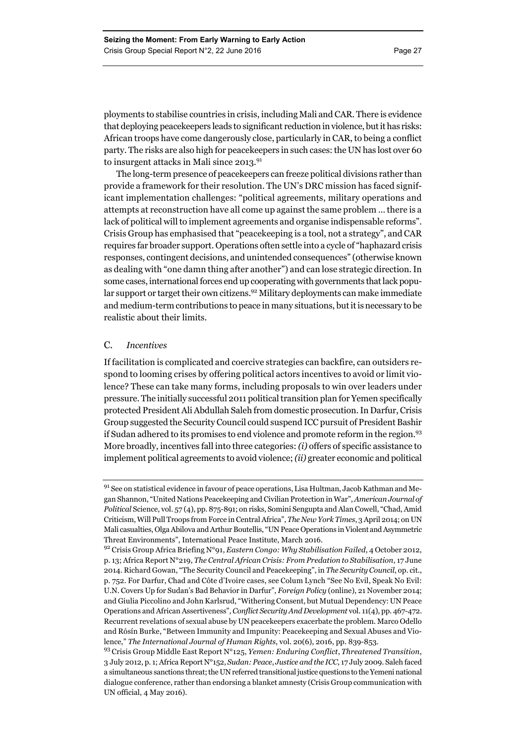ployments to stabilise countries in crisis, including Mali and CAR. There is evidence that deploying peacekeepers leads to significant reduction in violence, but it has risks: African troops have come dangerously close, particularly in CAR, to being a conflict party. The risks are also high for peacekeepers in such cases: the UN has lost over 60 to insurgent attacks in Mali since 2013.[91]

The long-term presence of peacekeepers can freeze political divisions rather than provide a framework for their resolution. The UN's DRC mission has faced significant implementation challenges: "political agreements, military operations and attempts at reconstruction have all come up against the same problem … there is a lack of political will to implement agreements and organise indispensable reforms". Crisis Group has emphasised that "peacekeeping is a tool, not a strategy", and CAR requires far broader support. Operations often settle into a cycle of "haphazard crisis responses, contingent decisions, and unintended consequences" (otherwise known as dealing with "one damn thing after another") and can lose strategic direction. In some cases, international forces end up cooperating with governments that lack popular support or target their own citizens.[92] Military deployments can make immediate and medium-term contributions to peace in many situations, but it is necessary to be realistic about their limits.

### C. *Incentives*

If facilitation is complicated and coercive strategies can backfire, can outsiders respond to looming crises by offering political actors incentives to avoid or limit violence? These can take many forms, including proposals to win over leaders under pressure. The initially successful 2011 political transition plan for Yemen specifically protected President Ali Abdullah Saleh from domestic prosecution. In Darfur, Crisis Group suggested the Security Council could suspend ICC pursuit of President Bashir if Sudan adhered to its promises to end violence and promote reform in the region.[93] More broadly, incentives fall into three categories: *(i)* offers of specific assistance to implement political agreements to avoid violence; *(ii)* greater economic and political

---

[91] See on statistical evidence in favour of peace operations, Lisa Hultman, Jacob Kathman and Megan Shannon, "United Nations Peacekeeping and Civilian Protection in War", *American Journal of Political* Science, vol. 57 (4), pp. 875-891; on risks, Somini Sengupta and Alan Cowell, "Chad, Amid Criticism, Will Pull Troops from Force in Central Africa", *The New York Times*, 3 April 2014; on UN Mali casualties, Olga Abilova and Arthur Boutellis, "UN Peace Operations in Violent and Asymmetric Threat Environments", International Peace Institute, March 2016.

[92] Crisis Group Africa Briefing N°91, *Eastern Congo: Why Stabilisation Failed*, 4 October 2012, p. 13; Africa Report N°219, *The Central African Crisis: From Predation to Stabilisation*, 17 June 2014. Richard Gowan, "The Security Council and Peacekeeping", in *The Security Council*, op. cit., p. 752. For Darfur, Chad and Côte d'Ivoire cases, see Colum Lynch "See No Evil, Speak No Evil: U.N. Covers Up for Sudan's Bad Behavior in Darfur", *Foreign Policy* (online), 21 November 2014; and Giulia Piccolino and John Karlsrud, "Withering Consent, but Mutual Dependency: UN Peace Operations and African Assertiveness", *Conflict Security And Development* vol. 11(4), pp. 467-472. Recurrent revelations of sexual abuse by UN peacekeepers exacerbate the problem. Marco Odello and Rósín Burke, "Between Immunity and Impunity: Peacekeeping and Sexual Abuses and Violence," *The International Journal of Human Rights*, vol. 20(6), 2016, pp. 839-853.

[93] Crisis Group Middle East Report N°125, *Yemen: Enduring Conflict, Threatened Transition*, 3 July 2012, p. 1; Africa Report N°152, *Sudan: Peace, Justice and the ICC*, 17 July 2009. Saleh faced a simultaneous sanctions threat; the UN referred transitional justice questions to the Yemeni national dialogue conference, rather than endorsing a blanket amnesty (Crisis Group communication with UN official, 4 May 2016).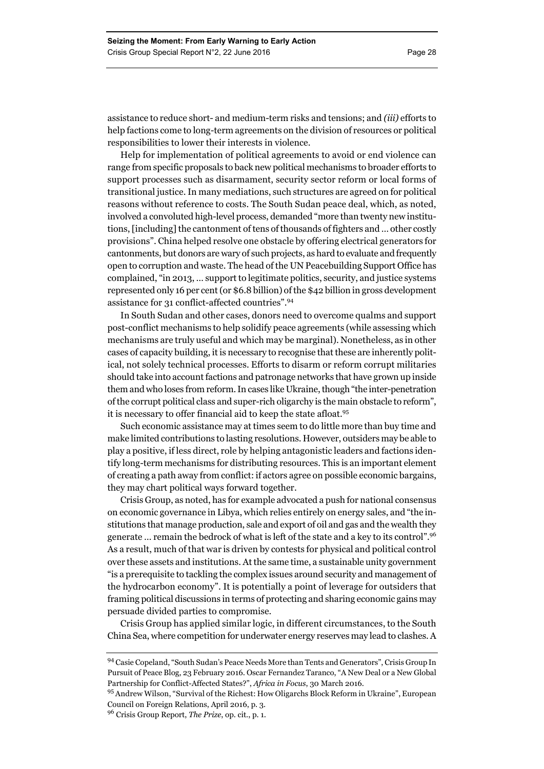assistance to reduce short- and medium-term risks and tensions; and *(iii)* efforts to help factions come to long-term agreements on the division of resources or political responsibilities to lower their interests in violence.

Help for implementation of political agreements to avoid or end violence can range from specific proposals to back new political mechanisms to broader efforts to support processes such as disarmament, security sector reform or local forms of transitional justice. In many mediations, such structures are agreed on for political reasons without reference to costs. The South Sudan peace deal, which, as noted, involved a convoluted high-level process, demanded "more than twenty new institutions, [including] the cantonment of tens of thousands of fighters and … other costly provisions". China helped resolve one obstacle by offering electrical generators for cantonments, but donors are wary of such projects, as hard to evaluate and frequently open to corruption and waste. The head of the UN Peacebuilding Support Office has complained, "in 2013, … support to legitimate politics, security, and justice systems represented only 16 per cent (or $6.8 billion) of the $42 billion in gross development assistance for 31 conflict-affected countries".[94]

In South Sudan and other cases, donors need to overcome qualms and support post-conflict mechanisms to help solidify peace agreements (while assessing which mechanisms are truly useful and which may be marginal). Nonetheless, as in other cases of capacity building, it is necessary to recognise that these are inherently political, not solely technical processes. Efforts to disarm or reform corrupt militaries should take into account factions and patronage networks that have grown up inside them and who loses from reform. In cases like Ukraine, though "the inter-penetration of the corrupt political class and super-rich oligarchy is the main obstacle to reform", it is necessary to offer financial aid to keep the state afloat.[95]

Such economic assistance may at times seem to do little more than buy time and make limited contributions to lasting resolutions. However, outsiders may be able to play a positive, if less direct, role by helping antagonistic leaders and factions identify long-term mechanisms for distributing resources. This is an important element of creating a path away from conflict: if actors agree on possible economic bargains, they may chart political ways forward together.

Crisis Group, as noted, has for example advocated a push for national consensus on economic governance in Libya, which relies entirely on energy sales, and "the institutions that manage production, sale and export of oil and gas and the wealth they generate … remain the bedrock of what is left of the state and a key to its control".[96] As a result, much of that war is driven by contests for physical and political control over these assets and institutions. At the same time, a sustainable unity government "is a prerequisite to tackling the complex issues around security and management of the hydrocarbon economy". It is potentially a point of leverage for outsiders that framing political discussions in terms of protecting and sharing economic gains may persuade divided parties to compromise.

Crisis Group has applied similar logic, in different circumstances, to the South China Sea, where competition for underwater energy reserves may lead to clashes. A

---

[94] Casie Copeland, "South Sudan's Peace Needs More than Tents and Generators", Crisis Group In Pursuit of Peace Blog, 23 February 2016. Oscar Fernandez Taranco, "A New Deal or a New Global Partnership for Conflict-Affected States?", *Africa in Focus*, 30 March 2016.

[95] Andrew Wilson, "Survival of the Richest: How Oligarchs Block Reform in Ukraine", European Council on Foreign Relations, April 2016, p. 3.

[96] Crisis Group Report, *The Prize*, op. cit., p. 1.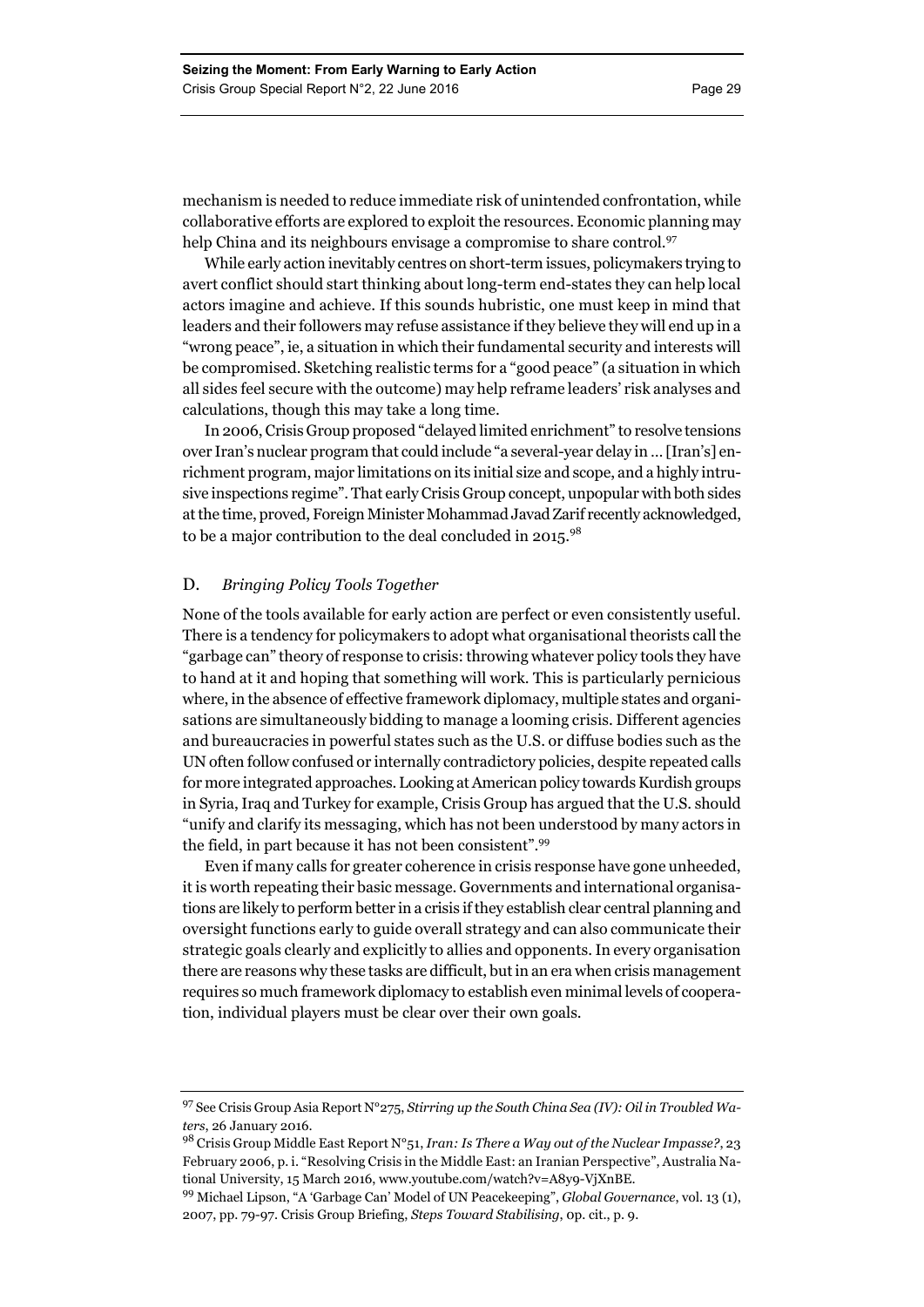mechanism is needed to reduce immediate risk of unintended confrontation, while collaborative efforts are explored to exploit the resources. Economic planning may help China and its neighbours envisage a compromise to share control.[97]

While early action inevitably centres on short-term issues, policymakers trying to avert conflict should start thinking about long-term end-states they can help local actors imagine and achieve. If this sounds hubristic, one must keep in mind that leaders and their followers may refuse assistance if they believe they will end up in a "wrong peace", ie, a situation in which their fundamental security and interests will be compromised. Sketching realistic terms for a "good peace" (a situation in which all sides feel secure with the outcome) may help reframe leaders' risk analyses and calculations, though this may take a long time.

In 2006, Crisis Group proposed "delayed limited enrichment" to resolve tensions over Iran's nuclear program that could include "a several-year delay in … [Iran's] enrichment program, major limitations on its initial size and scope, and a highly intrusive inspections regime". That early Crisis Group concept, unpopular with both sides at the time, proved, Foreign Minister Mohammad Javad Zarif recently acknowledged, to be a major contribution to the deal concluded in 2015.[98]

### D. *Bringing Policy Tools Together*

None of the tools available for early action are perfect or even consistently useful. There is a tendency for policymakers to adopt what organisational theorists call the "garbage can" theory of response to crisis: throwing whatever policy tools they have to hand at it and hoping that something will work. This is particularly pernicious where, in the absence of effective framework diplomacy, multiple states and organisations are simultaneously bidding to manage a looming crisis. Different agencies and bureaucracies in powerful states such as the U.S. or diffuse bodies such as the UN often follow confused or internally contradictory policies, despite repeated calls for more integrated approaches. Looking at American policy towards Kurdish groups in Syria, Iraq and Turkey for example, Crisis Group has argued that the U.S. should "unify and clarify its messaging, which has not been understood by many actors in the field, in part because it has not been consistent".[99]

Even if many calls for greater coherence in crisis response have gone unheeded, it is worth repeating their basic message. Governments and international organisations are likely to perform better in a crisis if they establish clear central planning and oversight functions early to guide overall strategy and can also communicate their strategic goals clearly and explicitly to allies and opponents. In every organisation there are reasons why these tasks are difficult, but in an era when crisis management requires so much framework diplomacy to establish even minimal levels of cooperation, individual players must be clear over their own goals.

---

[97] See Crisis Group Asia Report N°275, *Stirring up the South China Sea (IV): Oil in Troubled Waters*, 26 January 2016.

[98] Crisis Group Middle East Report N°51, *Iran: Is There a Way out of the Nuclear Impasse?*, 23 February 2006, p. i. "Resolving Crisis in the Middle East: an Iranian Perspective", Australia National University, 15 March 2016, www.youtube.com/watch?v=A8y9-VjXnBE.

[99] Michael Lipson, "A 'Garbage Can' Model of UN Peacekeeping", *Global Governance*, vol. 13 (1), 2007, pp. 79-97. Crisis Group Briefing, *Steps Toward Stabilising*, op. cit., p. 9.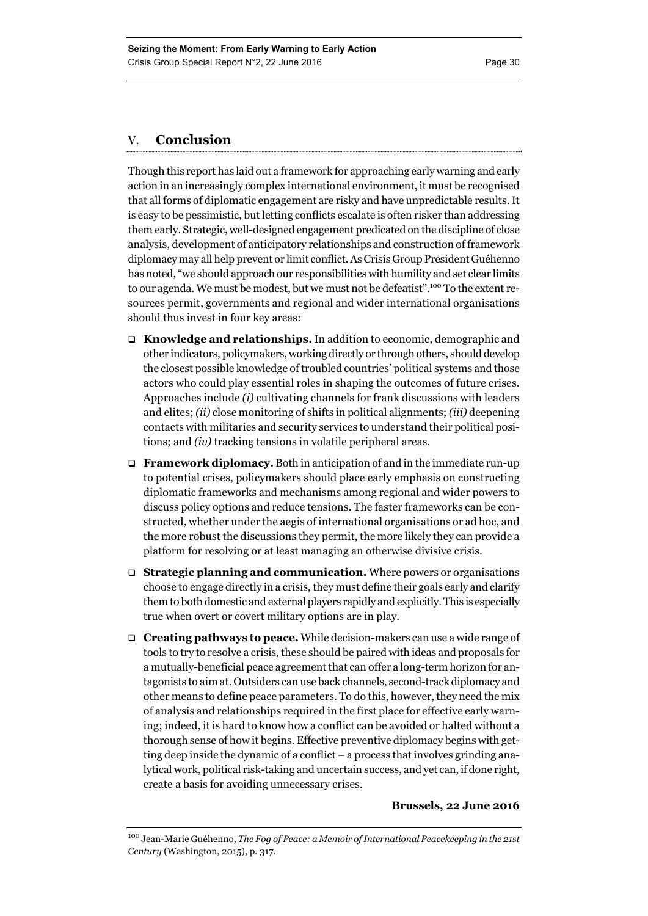## V. Conclusion

Though this report has laid out a framework for approaching early warning and early action in an increasingly complex international environment, it must be recognised that all forms of diplomatic engagement are risky and have unpredictable results. It is easy to be pessimistic, but letting conflicts escalate is often risker than addressing them early. Strategic, well-designed engagement predicated on the discipline of close analysis, development of anticipatory relationships and construction of framework diplomacy may all help prevent or limit conflict. As Crisis Group President Guéhenno has noted, "we should approach our responsibilities with humility and set clear limits to our agenda. We must be modest, but we must not be defeatist".[100] To the extent resources permit, governments and regional and wider international organisations should thus invest in four key areas:

- **Knowledge and relationships.** In addition to economic, demographic and other indicators, policymakers, working directly or through others, should develop the closest possible knowledge of troubled countries' political systems and those actors who could play essential roles in shaping the outcomes of future crises. Approaches include *(i)* cultivating channels for frank discussions with leaders and elites; *(ii)* close monitoring of shifts in political alignments; *(iii)* deepening contacts with militaries and security services to understand their political positions; and *(iv)* tracking tensions in volatile peripheral areas.
- **Framework diplomacy.** Both in anticipation of and in the immediate run-up to potential crises, policymakers should place early emphasis on constructing diplomatic frameworks and mechanisms among regional and wider powers to discuss policy options and reduce tensions. The faster frameworks can be constructed, whether under the aegis of international organisations or ad hoc, and the more robust the discussions they permit, the more likely they can provide a platform for resolving or at least managing an otherwise divisive crisis.
- **Strategic planning and communication.** Where powers or organisations choose to engage directly in a crisis, they must define their goals early and clarify them to both domestic and external players rapidly and explicitly. This is especially true when overt or covert military options are in play.
- **Creating pathways to peace.** While decision-makers can use a wide range of tools to try to resolve a crisis, these should be paired with ideas and proposals for a mutually-beneficial peace agreement that can offer a long-term horizon for antagonists to aim at. Outsiders can use back channels, second-track diplomacy and other means to define peace parameters. To do this, however, they need the mix of analysis and relationships required in the first place for effective early warning; indeed, it is hard to know how a conflict can be avoided or halted without a thorough sense of how it begins. Effective preventive diplomacy begins with getting deep inside the dynamic of a conflict – a process that involves grinding analytical work, political risk-taking and uncertain success, and yet can, if done right, create a basis for avoiding unnecessary crises.

**Brussels, 22 June 2016**

[100] Jean-Marie Guéhenno, *The Fog of Peace: a Memoir of International Peacekeeping in the 21st Century* (Washington, 2015), p. 317.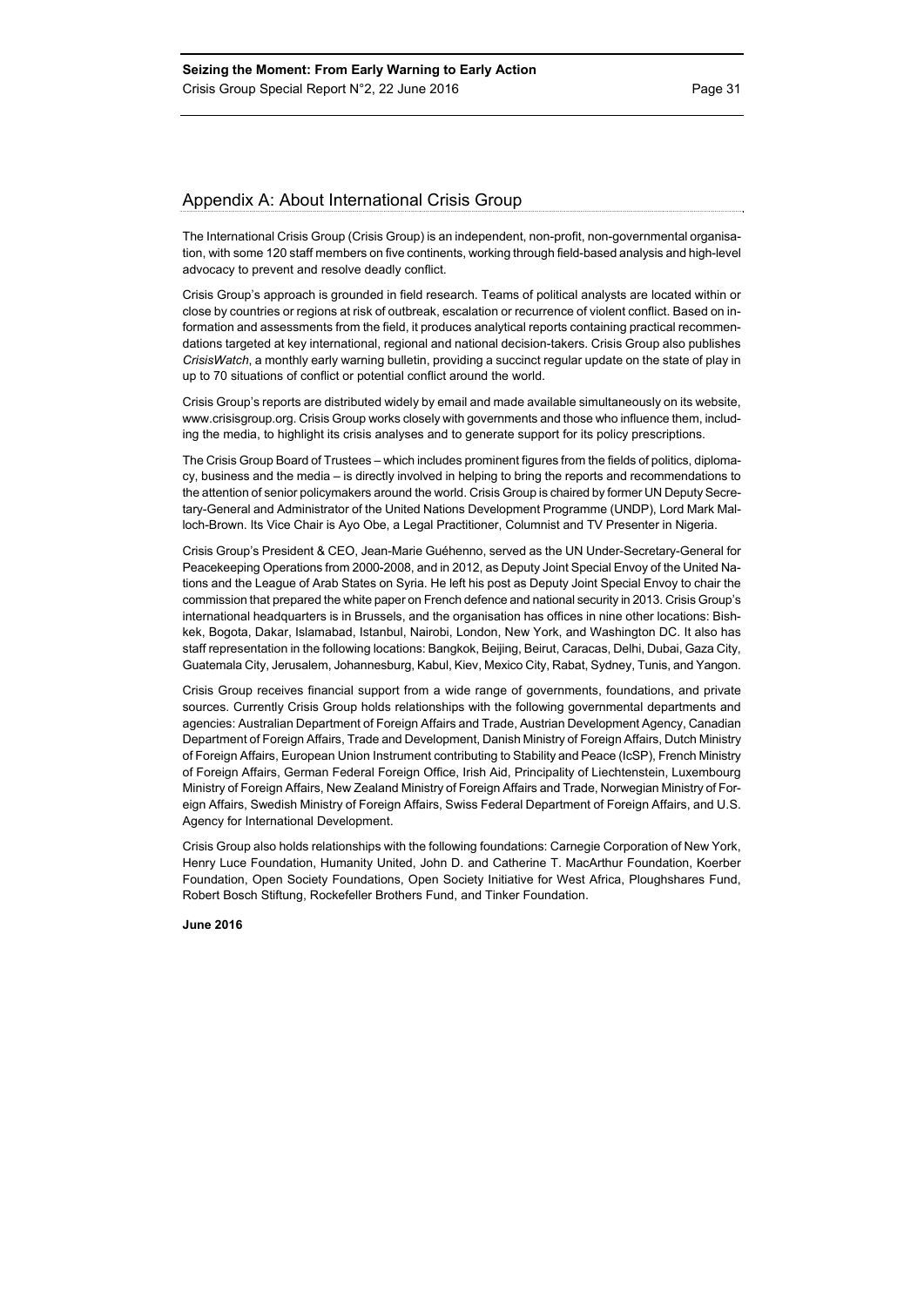## Appendix A: About International Crisis Group

The International Crisis Group (Crisis Group) is an independent, non-profit, non-governmental organisation, with some 120 staff members on five continents, working through field-based analysis and high-level advocacy to prevent and resolve deadly conflict.

Crisis Group's approach is grounded in field research. Teams of political analysts are located within or close by countries or regions at risk of outbreak, escalation or recurrence of violent conflict. Based on information and assessments from the field, it produces analytical reports containing practical recommendations targeted at key international, regional and national decision-takers. Crisis Group also publishes *CrisisWatch*, a monthly early warning bulletin, providing a succinct regular update on the state of play in up to 70 situations of conflict or potential conflict around the world.

Crisis Group's reports are distributed widely by email and made available simultaneously on its website, www.crisisgroup.org. Crisis Group works closely with governments and those who influence them, including the media, to highlight its crisis analyses and to generate support for its policy prescriptions.

The Crisis Group Board of Trustees – which includes prominent figures from the fields of politics, diplomacy, business and the media – is directly involved in helping to bring the reports and recommendations to the attention of senior policymakers around the world. Crisis Group is chaired by former UN Deputy Secretary-General and Administrator of the United Nations Development Programme (UNDP), Lord Mark Malloch-Brown. Its Vice Chair is Ayo Obe, a Legal Practitioner, Columnist and TV Presenter in Nigeria.

Crisis Group's President & CEO, Jean-Marie Guéhenno, served as the UN Under-Secretary-General for Peacekeeping Operations from 2000-2008, and in 2012, as Deputy Joint Special Envoy of the United Nations and the League of Arab States on Syria. He left his post as Deputy Joint Special Envoy to chair the commission that prepared the white paper on French defence and national security in 2013. Crisis Group's international headquarters is in Brussels, and the organisation has offices in nine other locations: Bishkek, Bogota, Dakar, Islamabad, Istanbul, Nairobi, London, New York, and Washington DC. It also has staff representation in the following locations: Bangkok, Beijing, Beirut, Caracas, Delhi, Dubai, Gaza City, Guatemala City, Jerusalem, Johannesburg, Kabul, Kiev, Mexico City, Rabat, Sydney, Tunis, and Yangon.

Crisis Group receives financial support from a wide range of governments, foundations, and private sources. Currently Crisis Group holds relationships with the following governmental departments and agencies: Australian Department of Foreign Affairs and Trade, Austrian Development Agency, Canadian Department of Foreign Affairs, Trade and Development, Danish Ministry of Foreign Affairs, Dutch Ministry of Foreign Affairs, European Union Instrument contributing to Stability and Peace (IcSP), French Ministry of Foreign Affairs, German Federal Foreign Office, Irish Aid, Principality of Liechtenstein, Luxembourg Ministry of Foreign Affairs, New Zealand Ministry of Foreign Affairs and Trade, Norwegian Ministry of Foreign Affairs, Swedish Ministry of Foreign Affairs, Swiss Federal Department of Foreign Affairs, and U.S. Agency for International Development.

Crisis Group also holds relationships with the following foundations: Carnegie Corporation of New York, Henry Luce Foundation, Humanity United, John D. and Catherine T. MacArthur Foundation, Koerber Foundation, Open Society Foundations, Open Society Initiative for West Africa, Ploughshares Fund, Robert Bosch Stiftung, Rockefeller Brothers Fund, and Tinker Foundation.

**June 2016**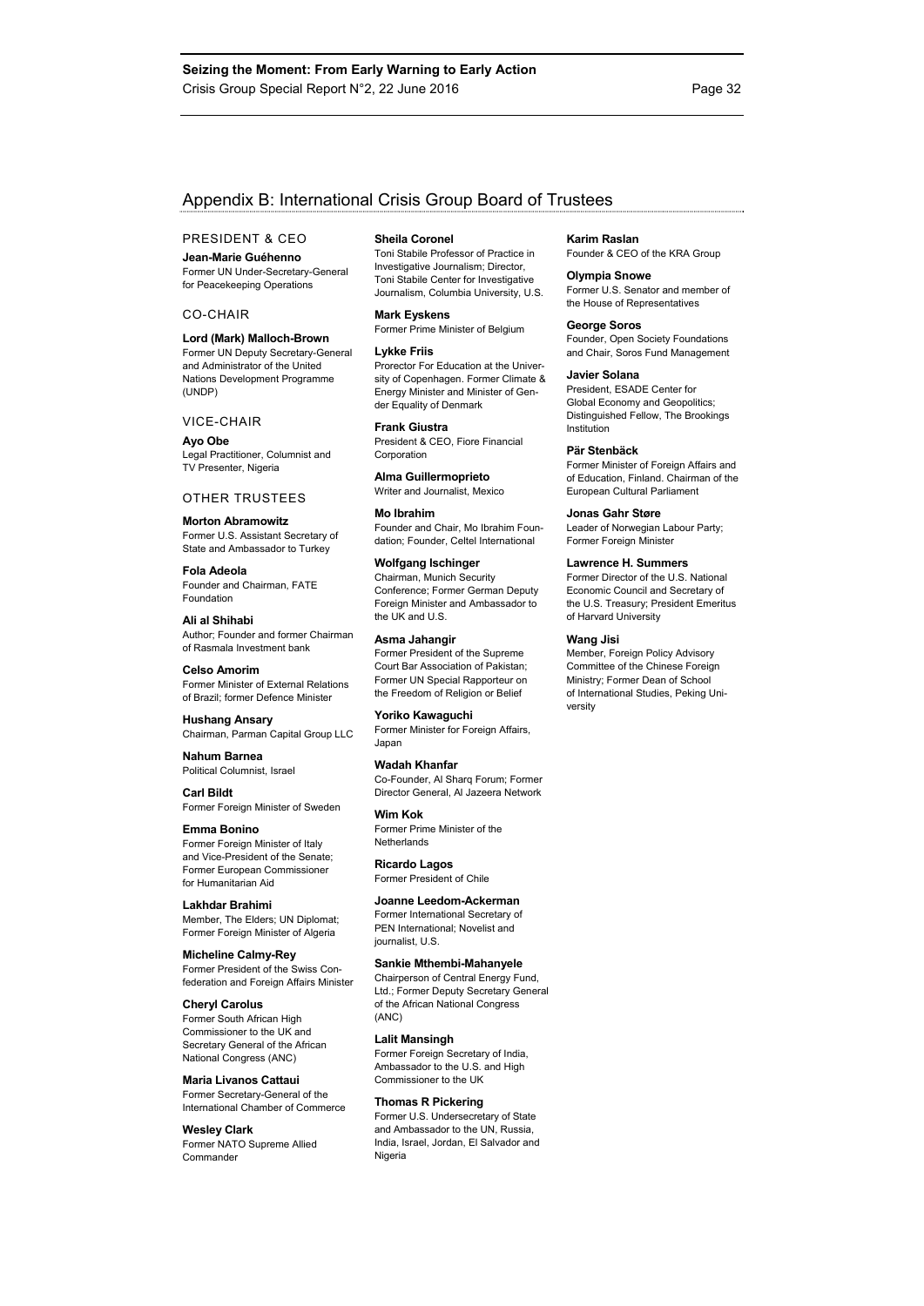## Appendix B: International Crisis Group Board of Trustees

### PRESIDENT & CEO

**Jean-Marie Guéhenno**
Former UN Under-Secretary-General for Peacekeeping Operations

### CO-CHAIR

**Lord (Mark) Malloch-Brown**
Former UN Deputy Secretary-General and Administrator of the United Nations Development Programme (UNDP)

### VICE-CHAIR

**Ayo Obe**
Legal Practitioner, Columnist and TV Presenter, Nigeria

### OTHER TRUSTEES

**Morton Abramowitz**
Former U.S. Assistant Secretary of State and Ambassador to Turkey

**Fola Adeola**
Founder and Chairman, FATE Foundation

**Ali al Shihabi**
Author; Founder and former Chairman of Rasmala Investment bank

**Celso Amorim**
Former Minister of External Relations of Brazil; former Defence Minister

**Hushang Ansary**
Chairman, Parman Capital Group LLC

**Nahum Barnea**
Political Columnist, Israel

**Carl Bildt**
Former Foreign Minister of Sweden

**Emma Bonino**
Former Foreign Minister of Italy and Vice-President of the Senate; Former European Commissioner for Humanitarian Aid

**Lakhdar Brahimi**
Member, The Elders; UN Diplomat; Former Foreign Minister of Algeria

**Micheline Calmy-Rey**
Former President of the Swiss Confederation and Foreign Affairs Minister

**Cheryl Carolus**
Former South African High Commissioner to the UK and Secretary General of the African National Congress (ANC)

**Maria Livanos Cattaui**
Former Secretary-General of the International Chamber of Commerce

**Wesley Clark**
Former NATO Supreme Allied Commander

**Sheila Coronel**
Toni Stabile Professor of Practice in Investigative Journalism; Director, Toni Stabile Center for Investigative Journalism, Columbia University, U.S.

**Mark Eyskens**
Former Prime Minister of Belgium

**Lykke Friis**
Prorector For Education at the University of Copenhagen. Former Climate & Energy Minister and Minister of Gender Equality of Denmark

**Frank Giustra**
President & CEO, Fiore Financial Corporation

**Alma Guillermoprieto**
Writer and Journalist, Mexico

**Mo Ibrahim**
Founder and Chair, Mo Ibrahim Foundation; Founder, Celtel International

**Wolfgang Ischinger**
Chairman, Munich Security Conference; Former German Deputy Foreign Minister and Ambassador to the UK and U.S.

**Asma Jahangir**
Former President of the Supreme Court Bar Association of Pakistan; Former UN Special Rapporteur on the Freedom of Religion or Belief

**Yoriko Kawaguchi**
Former Minister for Foreign Affairs, Japan

**Wadah Khanfar**
Co-Founder, Al Sharq Forum; Former Director General, Al Jazeera Network

**Wim Kok**
Former Prime Minister of the Netherlands

**Ricardo Lagos**
Former President of Chile

**Joanne Leedom-Ackerman**
Former International Secretary of PEN International; Novelist and journalist, U.S.

**Sankie Mthembi-Mahanyele**
Chairperson of Central Energy Fund, Ltd.; Former Deputy Secretary General of the African National Congress (ANC)

**Lalit Mansingh**
Former Foreign Secretary of India, Ambassador to the U.S. and High Commissioner to the UK

**Thomas R Pickering**
Former U.S. Undersecretary of State and Ambassador to the UN, Russia, India, Israel, Jordan, El Salvador and Nigeria

**Karim Raslan**
Founder & CEO of the KRA Group

**Olympia Snowe**
Former U.S. Senator and member of the House of Representatives

**George Soros**
Founder, Open Society Foundations and Chair, Soros Fund Management

**Javier Solana**
President, ESADE Center for Global Economy and Geopolitics; Distinguished Fellow, The Brookings Institution

**Pär Stenbäck**
Former Minister of Foreign Affairs and of Education, Finland. Chairman of the European Cultural Parliament

**Jonas Gahr Støre**
Leader of Norwegian Labour Party; Former Foreign Minister

**Lawrence H. Summers**
Former Director of the U.S. National Economic Council and Secretary of the U.S. Treasury; President Emeritus of Harvard University

**Wang Jisi**
Member, Foreign Policy Advisory Committee of the Chinese Foreign Ministry; Former Dean of School of International Studies, Peking University